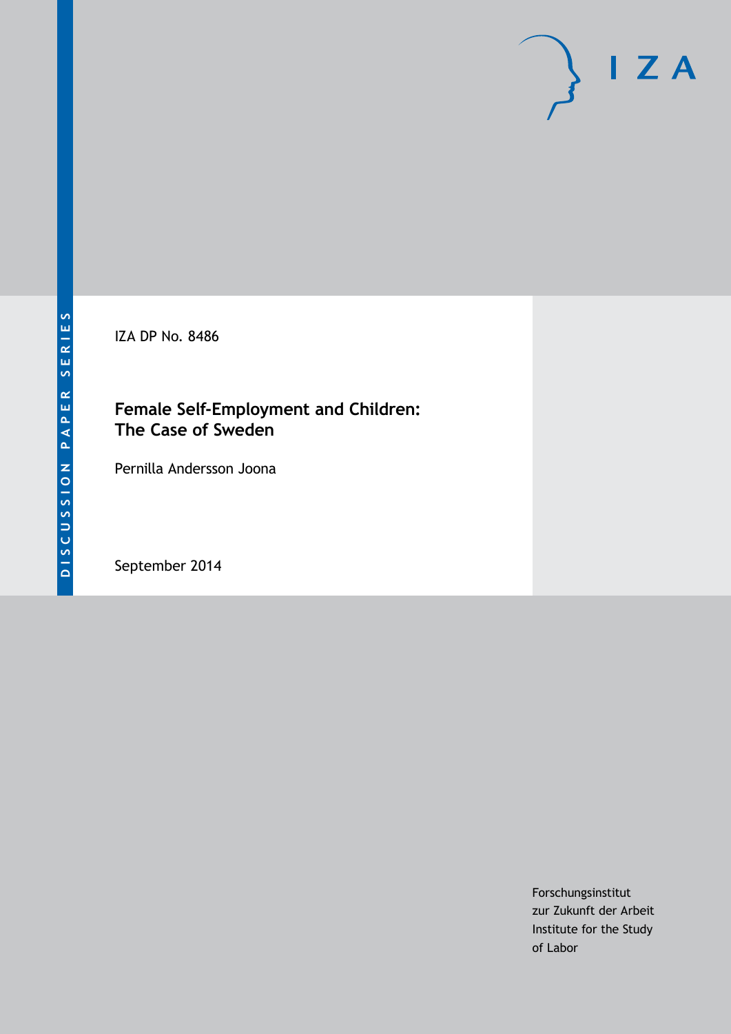DISCUSSION PAPER SERIES

IZA DP No. 8486

# Female Self-Employment and Children: The Case of Sweden

Pernilla Andersson Joona

September 2014

Forschungsinstitut
zur Zukunft der Arbeit
Institute for the Study
of Labor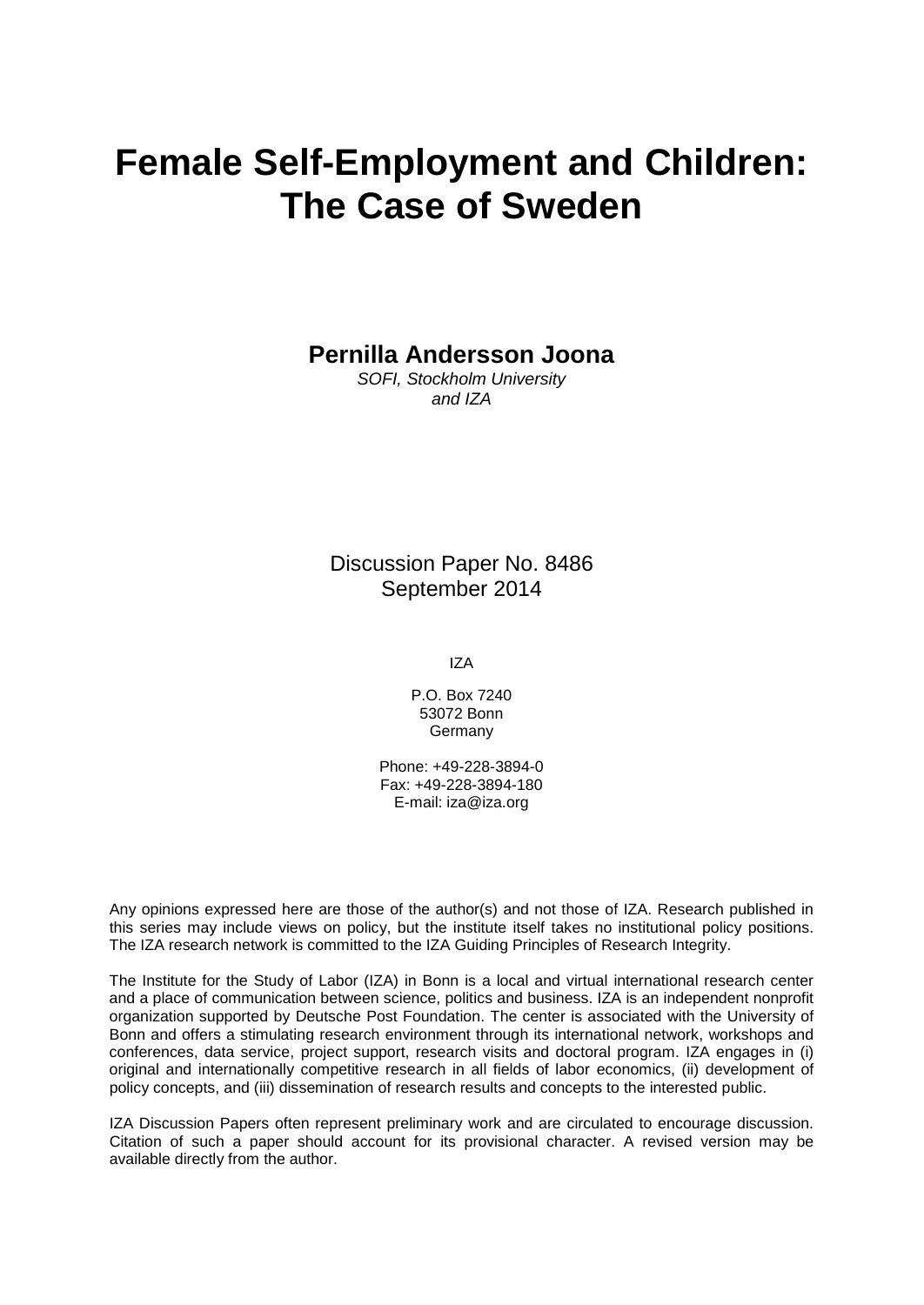# Female Self-Employment and Children: The Case of Sweden

**Pernilla Andersson Joona**

*SOFI, Stockholm University and IZA*

Discussion Paper No. 8486
September 2014

IZA

P.O. Box 7240
53072 Bonn
Germany

Phone: +49-228-3894-0
Fax: +49-228-3894-180
E-mail: iza@iza.org

Any opinions expressed here are those of the author(s) and not those of IZA. Research published in this series may include views on policy, but the institute itself takes no institutional policy positions. The IZA research network is committed to the IZA Guiding Principles of Research Integrity.

The Institute for the Study of Labor (IZA) in Bonn is a local and virtual international research center and a place of communication between science, politics and business. IZA is an independent nonprofit organization supported by Deutsche Post Foundation. The center is associated with the University of Bonn and offers a stimulating research environment through its international network, workshops and conferences, data service, project support, research visits and doctoral program. IZA engages in (i) original and internationally competitive research in all fields of labor economics, (ii) development of policy concepts, and (iii) dissemination of research results and concepts to the interested public.

IZA Discussion Papers often represent preliminary work and are circulated to encourage discussion. Citation of such a paper should account for its provisional character. A revised version may be available directly from the author.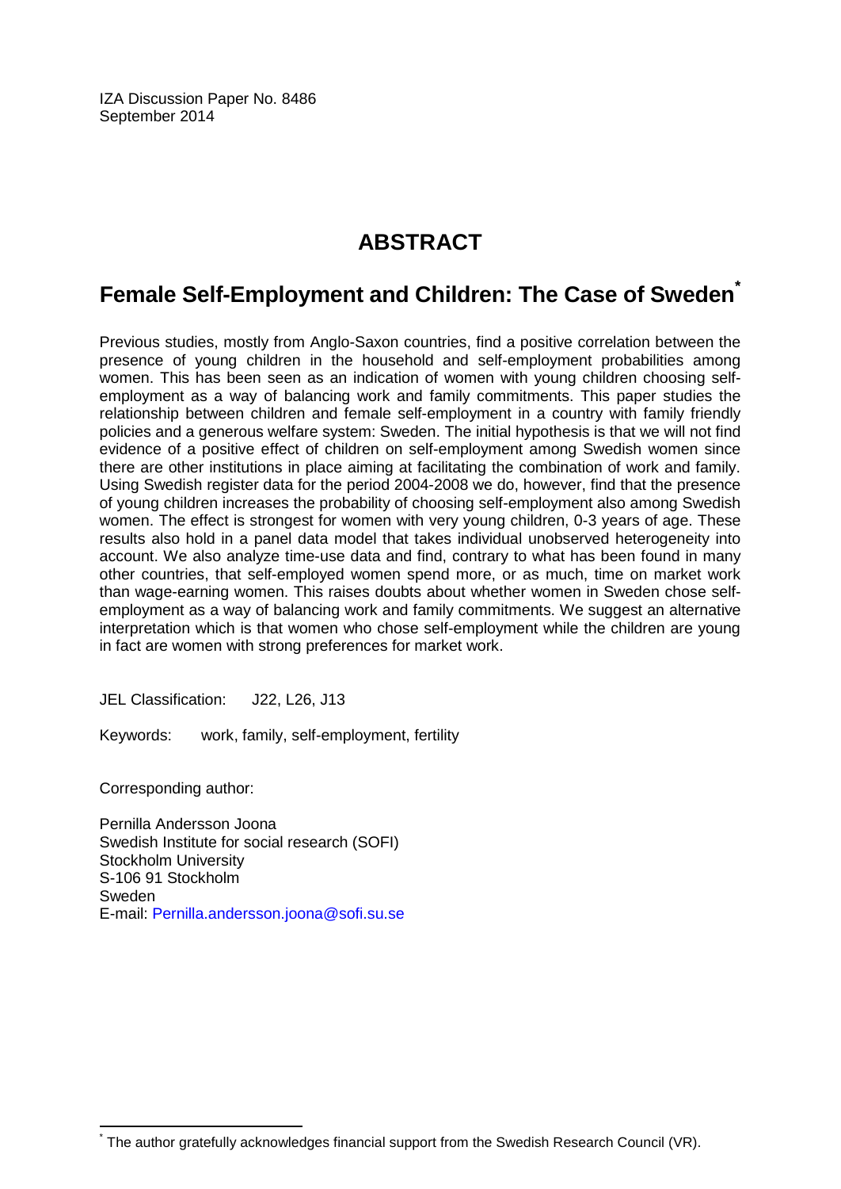IZA Discussion Paper No. 8486
September 2014

# ABSTRACT

## Female Self-Employment and Children: The Case of Sweden*

Previous studies, mostly from Anglo-Saxon countries, find a positive correlation between the presence of young children in the household and self-employment probabilities among women. This has been seen as an indication of women with young children choosing self-employment as a way of balancing work and family commitments. This paper studies the relationship between children and female self-employment in a country with family friendly policies and a generous welfare system: Sweden. The initial hypothesis is that we will not find evidence of a positive effect of children on self-employment among Swedish women since there are other institutions in place aiming at facilitating the combination of work and family. Using Swedish register data for the period 2004-2008 we do, however, find that the presence of young children increases the probability of choosing self-employment also among Swedish women. The effect is strongest for women with very young children, 0-3 years of age. These results also hold in a panel data model that takes individual unobserved heterogeneity into account. We also analyze time-use data and find, contrary to what has been found in many other countries, that self-employed women spend more, or as much, time on market work than wage-earning women. This raises doubts about whether women in Sweden chose self-employment as a way of balancing work and family commitments. We suggest an alternative interpretation which is that women who chose self-employment while the children are young in fact are women with strong preferences for market work.

JEL Classification: J22, L26, J13

Keywords: work, family, self-employment, fertility

Corresponding author:

Pernilla Andersson Joona
Swedish Institute for social research (SOFI)
Stockholm University
S-106 91 Stockholm
Sweden
E-mail: Pernilla.andersson.joona@sofi.su.se

---

* The author gratefully acknowledges financial support from the Swedish Research Council (VR).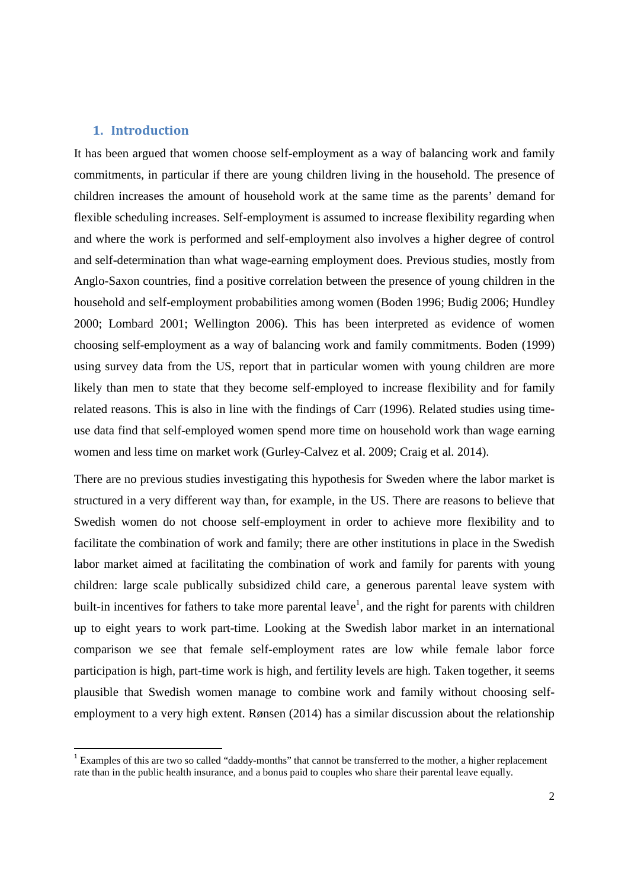## 1. Introduction

It has been argued that women choose self-employment as a way of balancing work and family commitments, in particular if there are young children living in the household. The presence of children increases the amount of household work at the same time as the parents' demand for flexible scheduling increases. Self-employment is assumed to increase flexibility regarding when and where the work is performed and self-employment also involves a higher degree of control and self-determination than what wage-earning employment does. Previous studies, mostly from Anglo-Saxon countries, find a positive correlation between the presence of young children in the household and self-employment probabilities among women (Boden 1996; Budig 2006; Hundley 2000; Lombard 2001; Wellington 2006). This has been interpreted as evidence of women choosing self-employment as a way of balancing work and family commitments. Boden (1999) using survey data from the US, report that in particular women with young children are more likely than men to state that they become self-employed to increase flexibility and for family related reasons. This is also in line with the findings of Carr (1996). Related studies using time-use data find that self-employed women spend more time on household work than wage earning women and less time on market work (Gurley-Calvez et al. 2009; Craig et al. 2014).

There are no previous studies investigating this hypothesis for Sweden where the labor market is structured in a very different way than, for example, in the US. There are reasons to believe that Swedish women do not choose self-employment in order to achieve more flexibility and to facilitate the combination of work and family; there are other institutions in place in the Swedish labor market aimed at facilitating the combination of work and family for parents with young children: large scale publically subsidized child care, a generous parental leave system with built-in incentives for fathers to take more parental leave[1], and the right for parents with children up to eight years to work part-time. Looking at the Swedish labor market in an international comparison we see that female self-employment rates are low while female labor force participation is high, part-time work is high, and fertility levels are high. Taken together, it seems plausible that Swedish women manage to combine work and family without choosing self-employment to a very high extent. Rønsen (2014) has a similar discussion about the relationship

[1] Examples of this are two so called "daddy-months" that cannot be transferred to the mother, a higher replacement rate than in the public health insurance, and a bonus paid to couples who share their parental leave equally.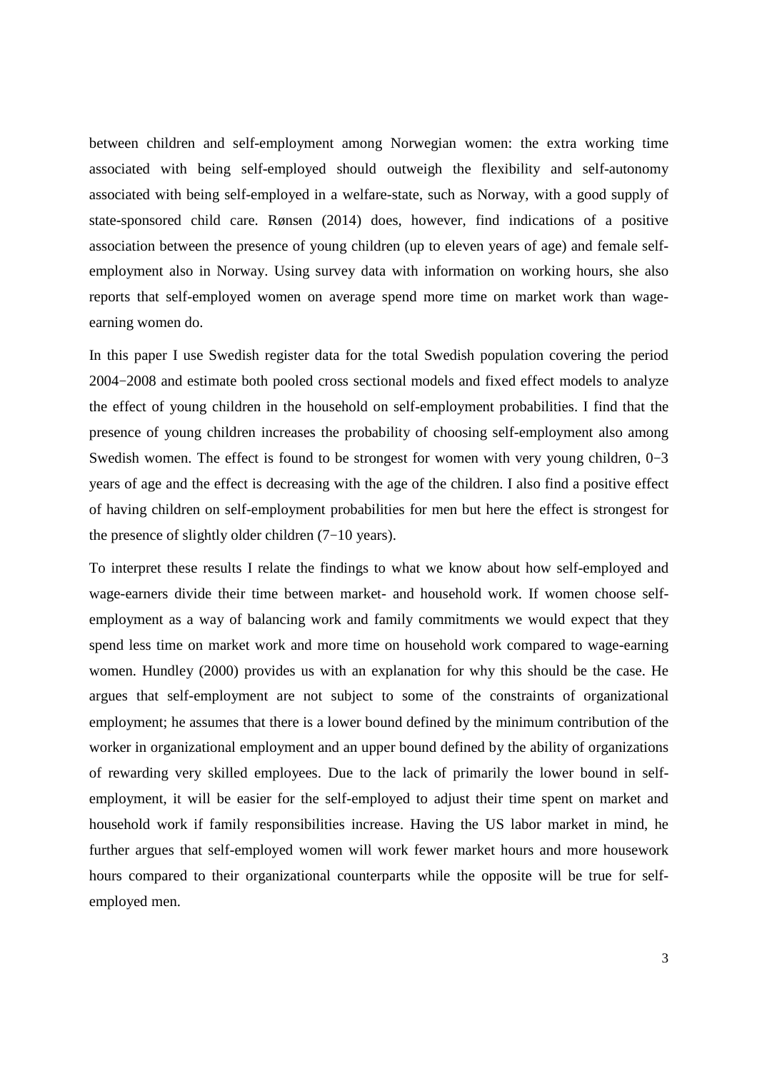between children and self-employment among Norwegian women: the extra working time associated with being self-employed should outweigh the flexibility and self-autonomy associated with being self-employed in a welfare-state, such as Norway, with a good supply of state-sponsored child care. Rønsen (2014) does, however, find indications of a positive association between the presence of young children (up to eleven years of age) and female self-employment also in Norway. Using survey data with information on working hours, she also reports that self-employed women on average spend more time on market work than wage-earning women do.

In this paper I use Swedish register data for the total Swedish population covering the period 2004−2008 and estimate both pooled cross sectional models and fixed effect models to analyze the effect of young children in the household on self-employment probabilities. I find that the presence of young children increases the probability of choosing self-employment also among Swedish women. The effect is found to be strongest for women with very young children, 0−3 years of age and the effect is decreasing with the age of the children. I also find a positive effect of having children on self-employment probabilities for men but here the effect is strongest for the presence of slightly older children (7−10 years).

To interpret these results I relate the findings to what we know about how self-employed and wage-earners divide their time between market- and household work. If women choose self-employment as a way of balancing work and family commitments we would expect that they spend less time on market work and more time on household work compared to wage-earning women. Hundley (2000) provides us with an explanation for why this should be the case. He argues that self-employment are not subject to some of the constraints of organizational employment; he assumes that there is a lower bound defined by the minimum contribution of the worker in organizational employment and an upper bound defined by the ability of organizations of rewarding very skilled employees. Due to the lack of primarily the lower bound in self-employment, it will be easier for the self-employed to adjust their time spent on market and household work if family responsibilities increase. Having the US labor market in mind, he further argues that self-employed women will work fewer market hours and more housework hours compared to their organizational counterparts while the opposite will be true for self-employed men.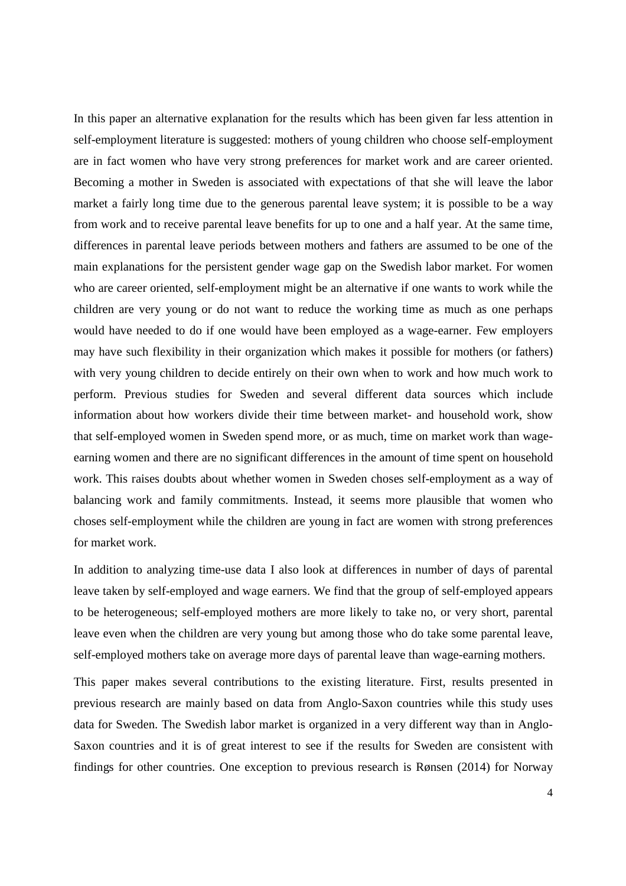In this paper an alternative explanation for the results which has been given far less attention in self-employment literature is suggested: mothers of young children who choose self-employment are in fact women who have very strong preferences for market work and are career oriented. Becoming a mother in Sweden is associated with expectations of that she will leave the labor market a fairly long time due to the generous parental leave system; it is possible to be a way from work and to receive parental leave benefits for up to one and a half year. At the same time, differences in parental leave periods between mothers and fathers are assumed to be one of the main explanations for the persistent gender wage gap on the Swedish labor market. For women who are career oriented, self-employment might be an alternative if one wants to work while the children are very young or do not want to reduce the working time as much as one perhaps would have needed to do if one would have been employed as a wage-earner. Few employers may have such flexibility in their organization which makes it possible for mothers (or fathers) with very young children to decide entirely on their own when to work and how much work to perform. Previous studies for Sweden and several different data sources which include information about how workers divide their time between market- and household work, show that self-employed women in Sweden spend more, or as much, time on market work than wage-earning women and there are no significant differences in the amount of time spent on household work. This raises doubts about whether women in Sweden choses self-employment as a way of balancing work and family commitments. Instead, it seems more plausible that women who choses self-employment while the children are young in fact are women with strong preferences for market work.

In addition to analyzing time-use data I also look at differences in number of days of parental leave taken by self-employed and wage earners. We find that the group of self-employed appears to be heterogeneous; self-employed mothers are more likely to take no, or very short, parental leave even when the children are very young but among those who do take some parental leave, self-employed mothers take on average more days of parental leave than wage-earning mothers.

This paper makes several contributions to the existing literature. First, results presented in previous research are mainly based on data from Anglo-Saxon countries while this study uses data for Sweden. The Swedish labor market is organized in a very different way than in Anglo-Saxon countries and it is of great interest to see if the results for Sweden are consistent with findings for other countries. One exception to previous research is Rønsen (2014) for Norway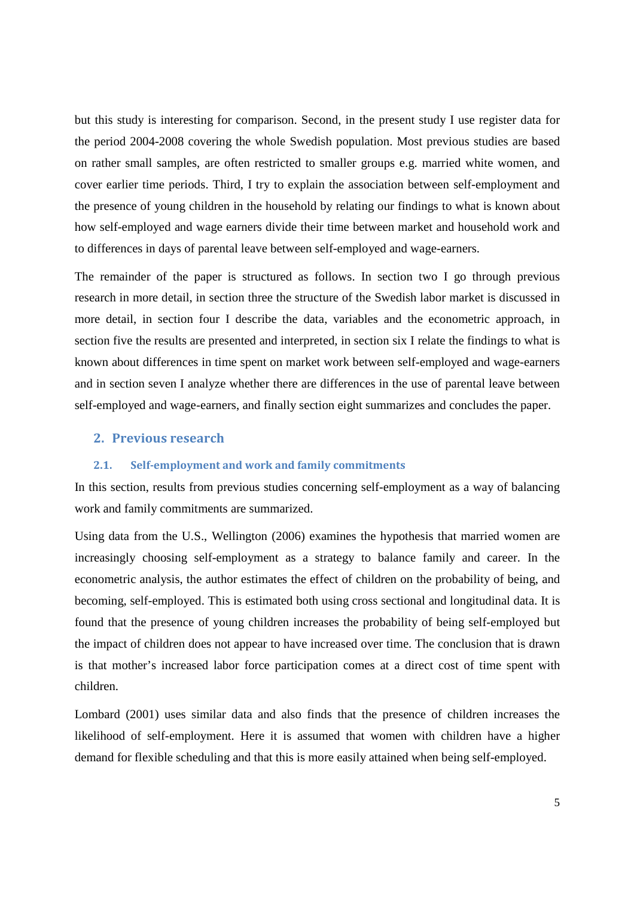but this study is interesting for comparison. Second, in the present study I use register data for the period 2004-2008 covering the whole Swedish population. Most previous studies are based on rather small samples, are often restricted to smaller groups e.g. married white women, and cover earlier time periods. Third, I try to explain the association between self-employment and the presence of young children in the household by relating our findings to what is known about how self-employed and wage earners divide their time between market and household work and to differences in days of parental leave between self-employed and wage-earners.

The remainder of the paper is structured as follows. In section two I go through previous research in more detail, in section three the structure of the Swedish labor market is discussed in more detail, in section four I describe the data, variables and the econometric approach, in section five the results are presented and interpreted, in section six I relate the findings to what is known about differences in time spent on market work between self-employed and wage-earners and in section seven I analyze whether there are differences in the use of parental leave between self-employed and wage-earners, and finally section eight summarizes and concludes the paper.

## 2. Previous research

### 2.1. Self-employment and work and family commitments

In this section, results from previous studies concerning self-employment as a way of balancing work and family commitments are summarized.

Using data from the U.S., Wellington (2006) examines the hypothesis that married women are increasingly choosing self-employment as a strategy to balance family and career. In the econometric analysis, the author estimates the effect of children on the probability of being, and becoming, self-employed. This is estimated both using cross sectional and longitudinal data. It is found that the presence of young children increases the probability of being self-employed but the impact of children does not appear to have increased over time. The conclusion that is drawn is that mother's increased labor force participation comes at a direct cost of time spent with children.

Lombard (2001) uses similar data and also finds that the presence of children increases the likelihood of self-employment. Here it is assumed that women with children have a higher demand for flexible scheduling and that this is more easily attained when being self-employed.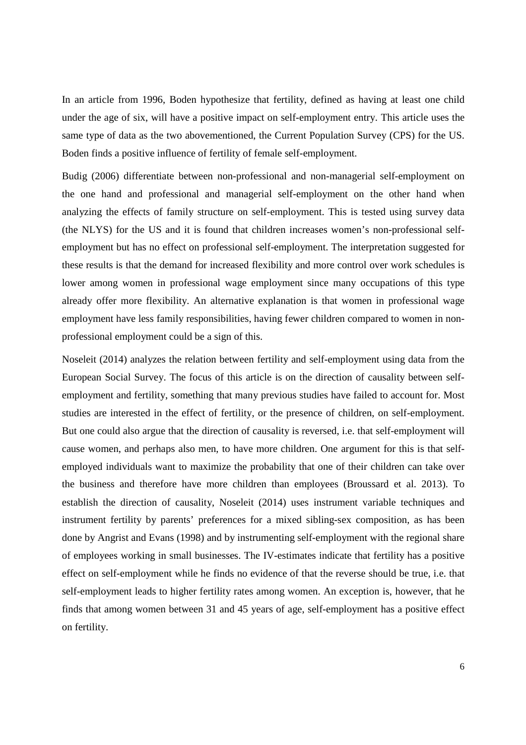In an article from 1996, Boden hypothesize that fertility, defined as having at least one child under the age of six, will have a positive impact on self-employment entry. This article uses the same type of data as the two abovementioned, the Current Population Survey (CPS) for the US. Boden finds a positive influence of fertility of female self-employment.

Budig (2006) differentiate between non-professional and non-managerial self-employment on the one hand and professional and managerial self-employment on the other hand when analyzing the effects of family structure on self-employment. This is tested using survey data (the NLYS) for the US and it is found that children increases women's non-professional self-employment but has no effect on professional self-employment. The interpretation suggested for these results is that the demand for increased flexibility and more control over work schedules is lower among women in professional wage employment since many occupations of this type already offer more flexibility. An alternative explanation is that women in professional wage employment have less family responsibilities, having fewer children compared to women in non-professional employment could be a sign of this.

Noseleit (2014) analyzes the relation between fertility and self-employment using data from the European Social Survey. The focus of this article is on the direction of causality between self-employment and fertility, something that many previous studies have failed to account for. Most studies are interested in the effect of fertility, or the presence of children, on self-employment. But one could also argue that the direction of causality is reversed, i.e. that self-employment will cause women, and perhaps also men, to have more children. One argument for this is that self-employed individuals want to maximize the probability that one of their children can take over the business and therefore have more children than employees (Broussard et al. 2013). To establish the direction of causality, Noseleit (2014) uses instrument variable techniques and instrument fertility by parents' preferences for a mixed sibling-sex composition, as has been done by Angrist and Evans (1998) and by instrumenting self-employment with the regional share of employees working in small businesses. The IV-estimates indicate that fertility has a positive effect on self-employment while he finds no evidence of that the reverse should be true, i.e. that self-employment leads to higher fertility rates among women. An exception is, however, that he finds that among women between 31 and 45 years of age, self-employment has a positive effect on fertility.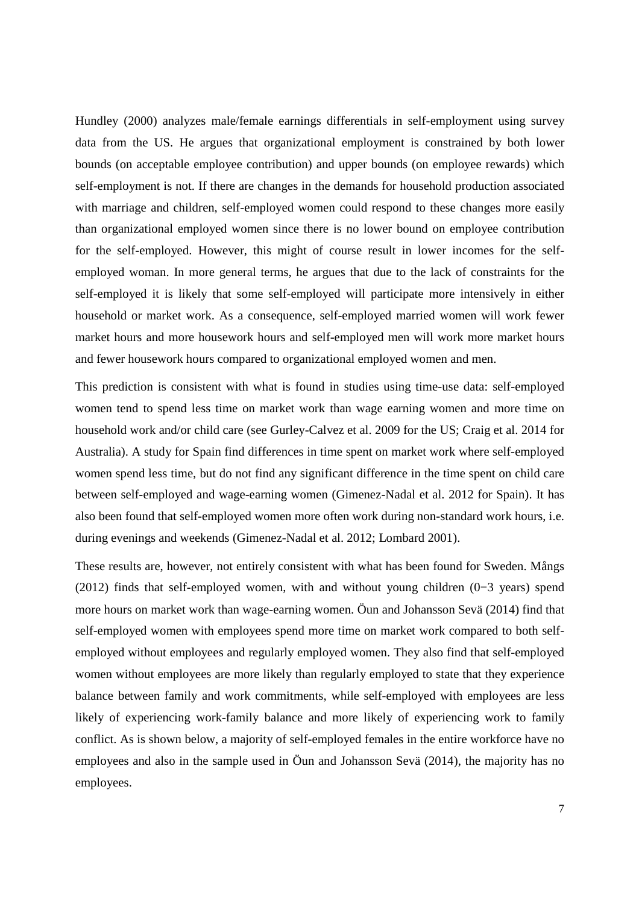Hundley (2000) analyzes male/female earnings differentials in self-employment using survey data from the US. He argues that organizational employment is constrained by both lower bounds (on acceptable employee contribution) and upper bounds (on employee rewards) which self-employment is not. If there are changes in the demands for household production associated with marriage and children, self-employed women could respond to these changes more easily than organizational employed women since there is no lower bound on employee contribution for the self-employed. However, this might of course result in lower incomes for the self-employed woman. In more general terms, he argues that due to the lack of constraints for the self-employed it is likely that some self-employed will participate more intensively in either household or market work. As a consequence, self-employed married women will work fewer market hours and more housework hours and self-employed men will work more market hours and fewer housework hours compared to organizational employed women and men.

This prediction is consistent with what is found in studies using time-use data: self-employed women tend to spend less time on market work than wage earning women and more time on household work and/or child care (see Gurley-Calvez et al. 2009 for the US; Craig et al. 2014 for Australia). A study for Spain find differences in time spent on market work where self-employed women spend less time, but do not find any significant difference in the time spent on child care between self-employed and wage-earning women (Gimenez-Nadal et al. 2012 for Spain). It has also been found that self-employed women more often work during non-standard work hours, i.e. during evenings and weekends (Gimenez-Nadal et al. 2012; Lombard 2001).

These results are, however, not entirely consistent with what has been found for Sweden. Mångs (2012) finds that self-employed women, with and without young children (0−3 years) spend more hours on market work than wage-earning women. Öun and Johansson Sevä (2014) find that self-employed women with employees spend more time on market work compared to both self-employed without employees and regularly employed women. They also find that self-employed women without employees are more likely than regularly employed to state that they experience balance between family and work commitments, while self-employed with employees are less likely of experiencing work-family balance and more likely of experiencing work to family conflict. As is shown below, a majority of self-employed females in the entire workforce have no employees and also in the sample used in Öun and Johansson Sevä (2014), the majority has no employees.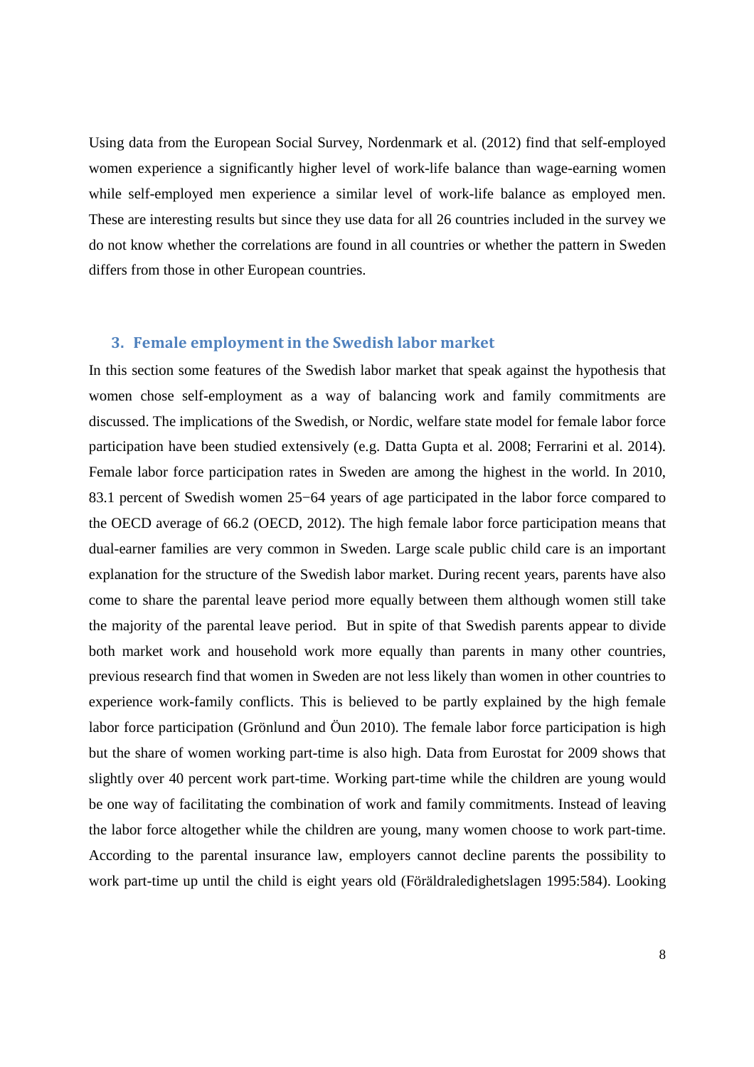Using data from the European Social Survey, Nordenmark et al. (2012) find that self-employed women experience a significantly higher level of work-life balance than wage-earning women while self-employed men experience a similar level of work-life balance as employed men. These are interesting results but since they use data for all 26 countries included in the survey we do not know whether the correlations are found in all countries or whether the pattern in Sweden differs from those in other European countries.

## 3. Female employment in the Swedish labor market

In this section some features of the Swedish labor market that speak against the hypothesis that women chose self-employment as a way of balancing work and family commitments are discussed. The implications of the Swedish, or Nordic, welfare state model for female labor force participation have been studied extensively (e.g. Datta Gupta et al. 2008; Ferrarini et al. 2014). Female labor force participation rates in Sweden are among the highest in the world. In 2010, 83.1 percent of Swedish women 25−64 years of age participated in the labor force compared to the OECD average of 66.2 (OECD, 2012). The high female labor force participation means that dual-earner families are very common in Sweden. Large scale public child care is an important explanation for the structure of the Swedish labor market. During recent years, parents have also come to share the parental leave period more equally between them although women still take the majority of the parental leave period. But in spite of that Swedish parents appear to divide both market work and household work more equally than parents in many other countries, previous research find that women in Sweden are not less likely than women in other countries to experience work-family conflicts. This is believed to be partly explained by the high female labor force participation (Grönlund and Öun 2010). The female labor force participation is high but the share of women working part-time is also high. Data from Eurostat for 2009 shows that slightly over 40 percent work part-time. Working part-time while the children are young would be one way of facilitating the combination of work and family commitments. Instead of leaving the labor force altogether while the children are young, many women choose to work part-time. According to the parental insurance law, employers cannot decline parents the possibility to work part-time up until the child is eight years old (Föräldraledighetslagen 1995:584). Looking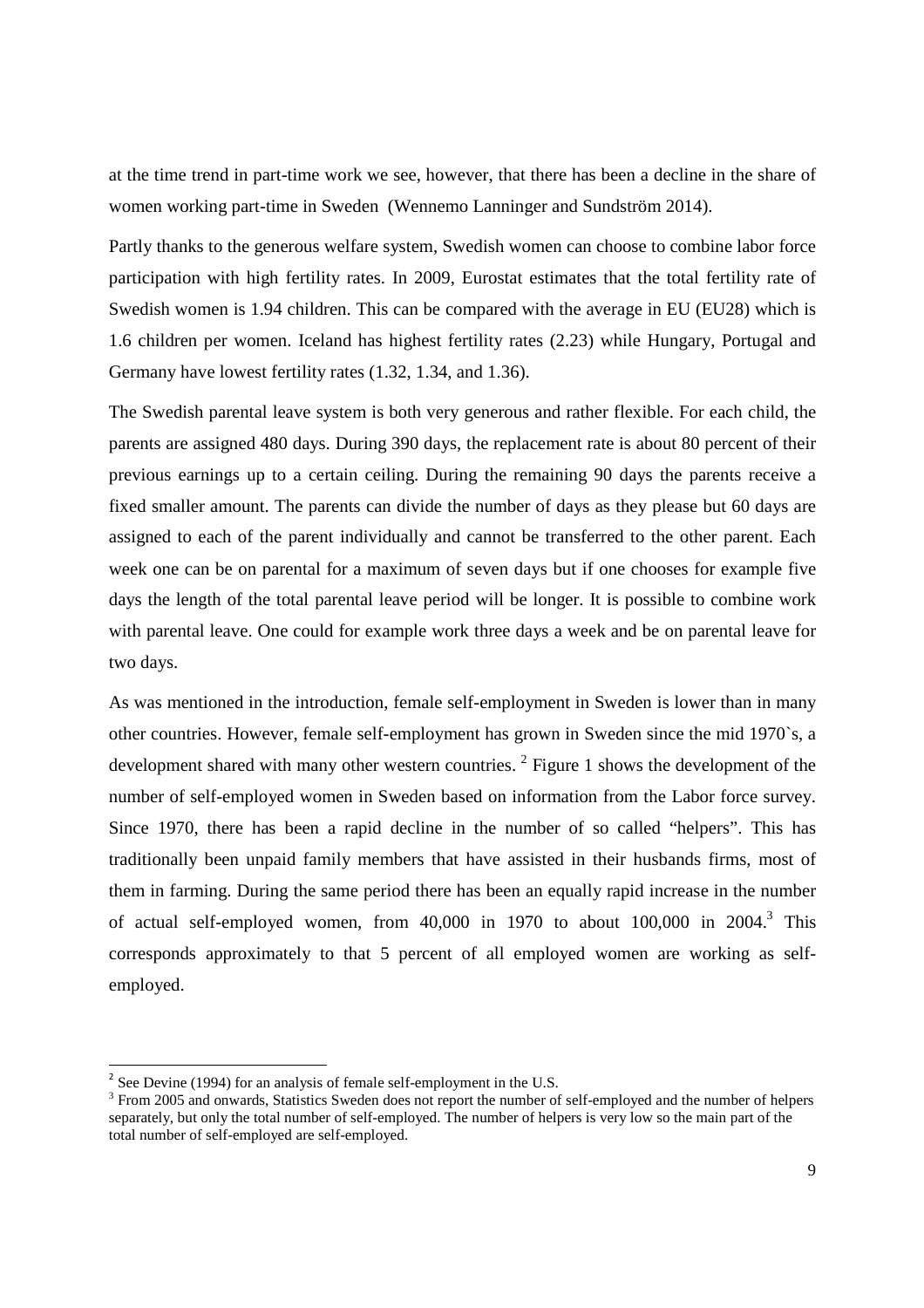at the time trend in part-time work we see, however, that there has been a decline in the share of women working part-time in Sweden (Wennemo Lanninger and Sundström 2014).

Partly thanks to the generous welfare system, Swedish women can choose to combine labor force participation with high fertility rates. In 2009, Eurostat estimates that the total fertility rate of Swedish women is 1.94 children. This can be compared with the average in EU (EU28) which is 1.6 children per women. Iceland has highest fertility rates (2.23) while Hungary, Portugal and Germany have lowest fertility rates (1.32, 1.34, and 1.36).

The Swedish parental leave system is both very generous and rather flexible. For each child, the parents are assigned 480 days. During 390 days, the replacement rate is about 80 percent of their previous earnings up to a certain ceiling. During the remaining 90 days the parents receive a fixed smaller amount. The parents can divide the number of days as they please but 60 days are assigned to each of the parent individually and cannot be transferred to the other parent. Each week one can be on parental for a maximum of seven days but if one chooses for example five days the length of the total parental leave period will be longer. It is possible to combine work with parental leave. One could for example work three days a week and be on parental leave for two days.

As was mentioned in the introduction, female self-employment in Sweden is lower than in many other countries. However, female self-employment has grown in Sweden since the mid 1970`s, a development shared with many other western countries. [2] Figure 1 shows the development of the number of self-employed women in Sweden based on information from the Labor force survey. Since 1970, there has been a rapid decline in the number of so called "helpers". This has traditionally been unpaid family members that have assisted in their husbands firms, most of them in farming. During the same period there has been an equally rapid increase in the number of actual self-employed women, from 40,000 in 1970 to about 100,000 in 2004.[3] This corresponds approximately to that 5 percent of all employed women are working as self-employed.

---

[2] See Devine (1994) for an analysis of female self-employment in the U.S.

[3] From 2005 and onwards, Statistics Sweden does not report the number of self-employed and the number of helpers separately, but only the total number of self-employed. The number of helpers is very low so the main part of the total number of self-employed are self-employed.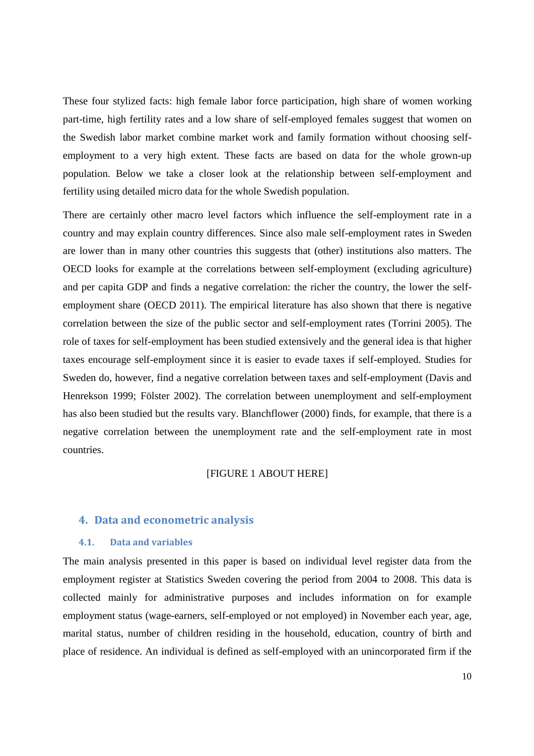These four stylized facts: high female labor force participation, high share of women working part-time, high fertility rates and a low share of self-employed females suggest that women on the Swedish labor market combine market work and family formation without choosing self-employment to a very high extent. These facts are based on data for the whole grown-up population. Below we take a closer look at the relationship between self-employment and fertility using detailed micro data for the whole Swedish population.

There are certainly other macro level factors which influence the self-employment rate in a country and may explain country differences. Since also male self-employment rates in Sweden are lower than in many other countries this suggests that (other) institutions also matters. The OECD looks for example at the correlations between self-employment (excluding agriculture) and per capita GDP and finds a negative correlation: the richer the country, the lower the self-employment share (OECD 2011). The empirical literature has also shown that there is negative correlation between the size of the public sector and self-employment rates (Torrini 2005). The role of taxes for self-employment has been studied extensively and the general idea is that higher taxes encourage self-employment since it is easier to evade taxes if self-employed. Studies for Sweden do, however, find a negative correlation between taxes and self-employment (Davis and Henrekson 1999; Fölster 2002). The correlation between unemployment and self-employment has also been studied but the results vary. Blanchflower (2000) finds, for example, that there is a negative correlation between the unemployment rate and the self-employment rate in most countries.

[FIGURE 1 ABOUT HERE]

## 4. Data and econometric analysis

### 4.1. Data and variables

The main analysis presented in this paper is based on individual level register data from the employment register at Statistics Sweden covering the period from 2004 to 2008. This data is collected mainly for administrative purposes and includes information on for example employment status (wage-earners, self-employed or not employed) in November each year, age, marital status, number of children residing in the household, education, country of birth and place of residence. An individual is defined as self-employed with an unincorporated firm if the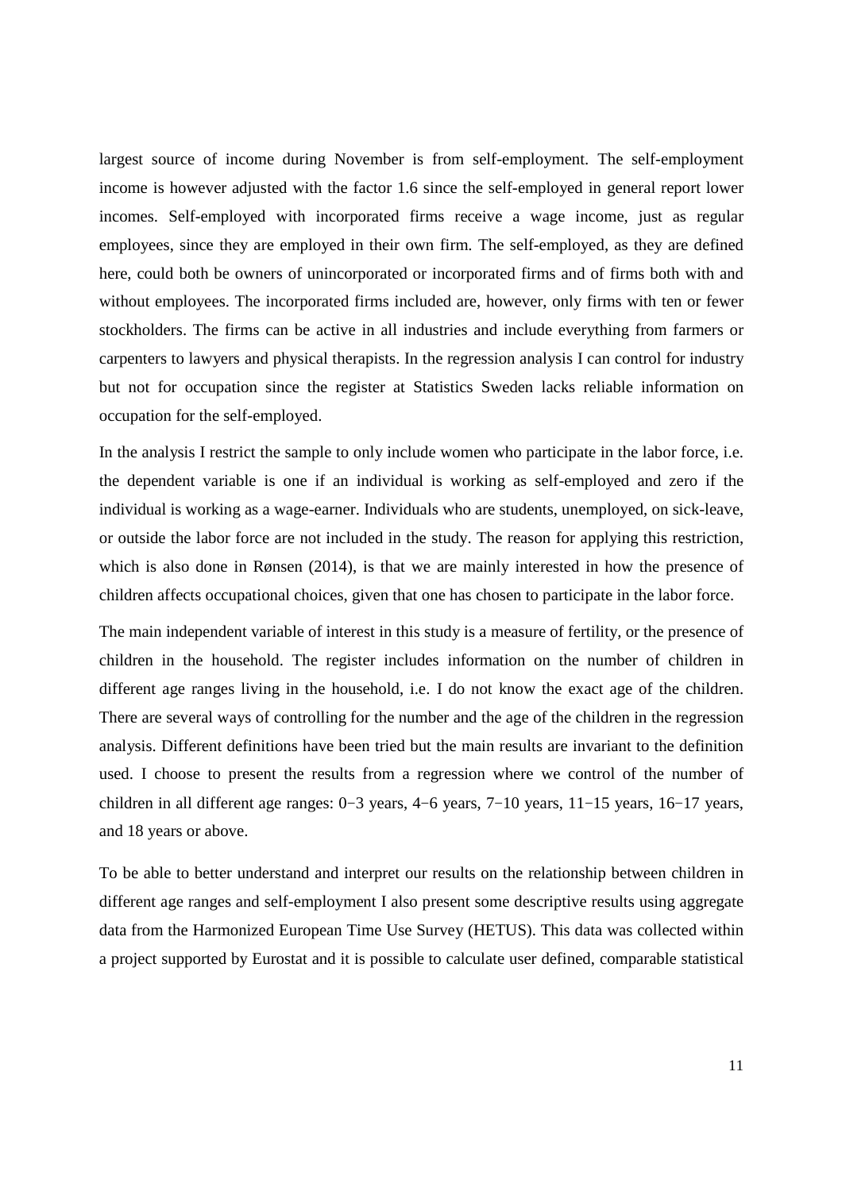largest source of income during November is from self-employment. The self-employment income is however adjusted with the factor 1.6 since the self-employed in general report lower incomes. Self-employed with incorporated firms receive a wage income, just as regular employees, since they are employed in their own firm. The self-employed, as they are defined here, could both be owners of unincorporated or incorporated firms and of firms both with and without employees. The incorporated firms included are, however, only firms with ten or fewer stockholders. The firms can be active in all industries and include everything from farmers or carpenters to lawyers and physical therapists. In the regression analysis I can control for industry but not for occupation since the register at Statistics Sweden lacks reliable information on occupation for the self-employed.

In the analysis I restrict the sample to only include women who participate in the labor force, i.e. the dependent variable is one if an individual is working as self-employed and zero if the individual is working as a wage-earner. Individuals who are students, unemployed, on sick-leave, or outside the labor force are not included in the study. The reason for applying this restriction, which is also done in Rønsen (2014), is that we are mainly interested in how the presence of children affects occupational choices, given that one has chosen to participate in the labor force.

The main independent variable of interest in this study is a measure of fertility, or the presence of children in the household. The register includes information on the number of children in different age ranges living in the household, i.e. I do not know the exact age of the children. There are several ways of controlling for the number and the age of the children in the regression analysis. Different definitions have been tried but the main results are invariant to the definition used. I choose to present the results from a regression where we control of the number of children in all different age ranges: 0−3 years, 4−6 years, 7−10 years, 11−15 years, 16−17 years, and 18 years or above.

To be able to better understand and interpret our results on the relationship between children in different age ranges and self-employment I also present some descriptive results using aggregate data from the Harmonized European Time Use Survey (HETUS). This data was collected within a project supported by Eurostat and it is possible to calculate user defined, comparable statistical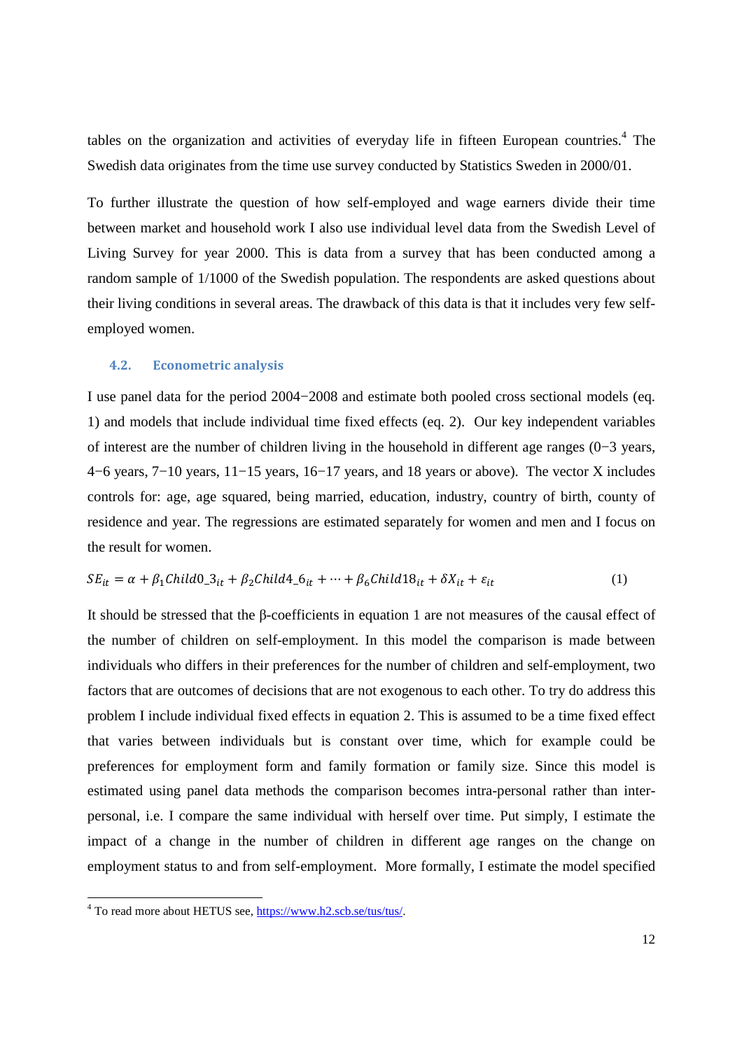tables on the organization and activities of everyday life in fifteen European countries.[4] The Swedish data originates from the time use survey conducted by Statistics Sweden in 2000/01.

To further illustrate the question of how self-employed and wage earners divide their time between market and household work I also use individual level data from the Swedish Level of Living Survey for year 2000. This is data from a survey that has been conducted among a random sample of 1/1000 of the Swedish population. The respondents are asked questions about their living conditions in several areas. The drawback of this data is that it includes very few self-employed women.

### 4.2. Econometric analysis

I use panel data for the period 2004−2008 and estimate both pooled cross sectional models (eq. 1) and models that include individual time fixed effects (eq. 2). Our key independent variables of interest are the number of children living in the household in different age ranges (0−3 years, 4−6 years, 7−10 years, 11−15 years, 16−17 years, and 18 years or above). The vector X includes controls for: age, age squared, being married, education, industry, country of birth, county of residence and year. The regressions are estimated separately for women and men and I focus on the result for women.

$$SE_{it} = \alpha + \beta_1 Child0\_3_{it} + \beta_2 Child4\_6_{it} + \cdots + \beta_6 Child18_{it} + \delta X_{it} + \varepsilon_{it} \quad (1)$$

It should be stressed that the β-coefficients in equation 1 are not measures of the causal effect of the number of children on self-employment. In this model the comparison is made between individuals who differs in their preferences for the number of children and self-employment, two factors that are outcomes of decisions that are not exogenous to each other. To try do address this problem I include individual fixed effects in equation 2. This is assumed to be a time fixed effect that varies between individuals but is constant over time, which for example could be preferences for employment form and family formation or family size. Since this model is estimated using panel data methods the comparison becomes intra-personal rather than inter-personal, i.e. I compare the same individual with herself over time. Put simply, I estimate the impact of a change in the number of children in different age ranges on the change on employment status to and from self-employment. More formally, I estimate the model specified

[4] To read more about HETUS see, https://www.h2.scb.se/tus/tus/.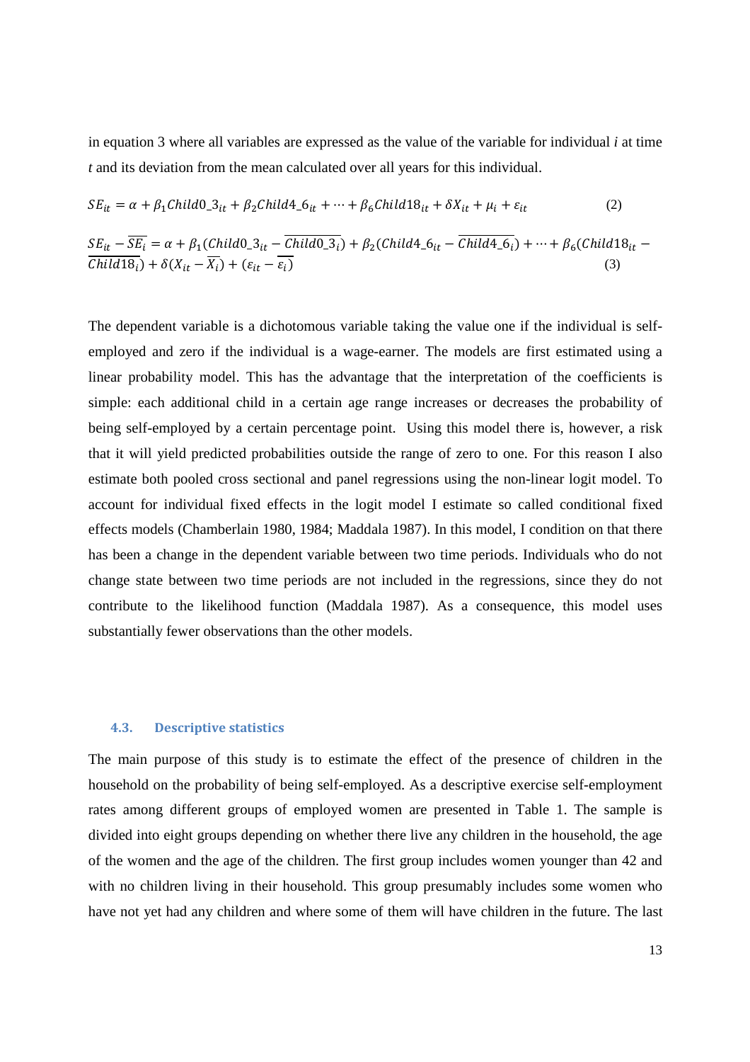in equation 3 where all variables are expressed as the value of the variable for individual *i* at time *t* and its deviation from the mean calculated over all years for this individual.

$$SE_{it} = \alpha + \beta_1 Child0\_3_{it} + \beta_2 Child4\_6_{it} + \cdots + \beta_6 Child18_{it} + \delta X_{it} + \mu_i + \varepsilon_{it} \tag{2}$$

$$SE_{it} - \overline{SE_i} = \alpha + \beta_1(Child0\_3_{it} - \overline{Child0\_3_i}) + \beta_2(Child4\_6_{it} - \overline{Child4\_6_i}) + \cdots + \beta_6(Child18_{it} - \overline{Child18_i}) + \delta(X_{it} - \overline{X_i}) + (\varepsilon_{it} - \overline{\varepsilon_i}) \tag{3}$$

The dependent variable is a dichotomous variable taking the value one if the individual is self-employed and zero if the individual is a wage-earner. The models are first estimated using a linear probability model. This has the advantage that the interpretation of the coefficients is simple: each additional child in a certain age range increases or decreases the probability of being self-employed by a certain percentage point. Using this model there is, however, a risk that it will yield predicted probabilities outside the range of zero to one. For this reason I also estimate both pooled cross sectional and panel regressions using the non-linear logit model. To account for individual fixed effects in the logit model I estimate so called conditional fixed effects models (Chamberlain 1980, 1984; Maddala 1987). In this model, I condition on that there has been a change in the dependent variable between two time periods. Individuals who do not change state between two time periods are not included in the regressions, since they do not contribute to the likelihood function (Maddala 1987). As a consequence, this model uses substantially fewer observations than the other models.

### 4.3. Descriptive statistics

The main purpose of this study is to estimate the effect of the presence of children in the household on the probability of being self-employed. As a descriptive exercise self-employment rates among different groups of employed women are presented in Table 1. The sample is divided into eight groups depending on whether there live any children in the household, the age of the women and the age of the children. The first group includes women younger than 42 and with no children living in their household. This group presumably includes some women who have not yet had any children and where some of them will have children in the future. The last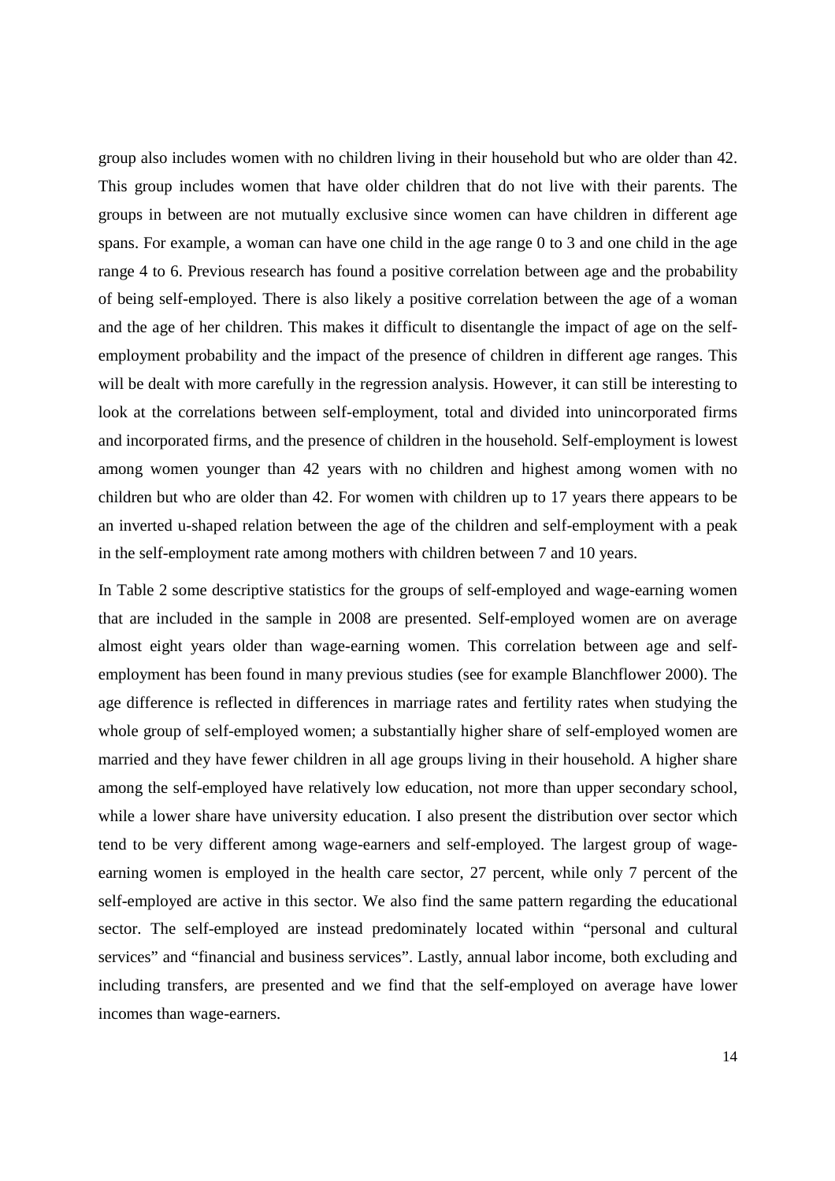group also includes women with no children living in their household but who are older than 42. This group includes women that have older children that do not live with their parents. The groups in between are not mutually exclusive since women can have children in different age spans. For example, a woman can have one child in the age range 0 to 3 and one child in the age range 4 to 6. Previous research has found a positive correlation between age and the probability of being self-employed. There is also likely a positive correlation between the age of a woman and the age of her children. This makes it difficult to disentangle the impact of age on the self-employment probability and the impact of the presence of children in different age ranges. This will be dealt with more carefully in the regression analysis. However, it can still be interesting to look at the correlations between self-employment, total and divided into unincorporated firms and incorporated firms, and the presence of children in the household. Self-employment is lowest among women younger than 42 years with no children and highest among women with no children but who are older than 42. For women with children up to 17 years there appears to be an inverted u-shaped relation between the age of the children and self-employment with a peak in the self-employment rate among mothers with children between 7 and 10 years.

In Table 2 some descriptive statistics for the groups of self-employed and wage-earning women that are included in the sample in 2008 are presented. Self-employed women are on average almost eight years older than wage-earning women. This correlation between age and self-employment has been found in many previous studies (see for example Blanchflower 2000). The age difference is reflected in differences in marriage rates and fertility rates when studying the whole group of self-employed women; a substantially higher share of self-employed women are married and they have fewer children in all age groups living in their household. A higher share among the self-employed have relatively low education, not more than upper secondary school, while a lower share have university education. I also present the distribution over sector which tend to be very different among wage-earners and self-employed. The largest group of wage-earning women is employed in the health care sector, 27 percent, while only 7 percent of the self-employed are active in this sector. We also find the same pattern regarding the educational sector. The self-employed are instead predominately located within "personal and cultural services" and "financial and business services". Lastly, annual labor income, both excluding and including transfers, are presented and we find that the self-employed on average have lower incomes than wage-earners.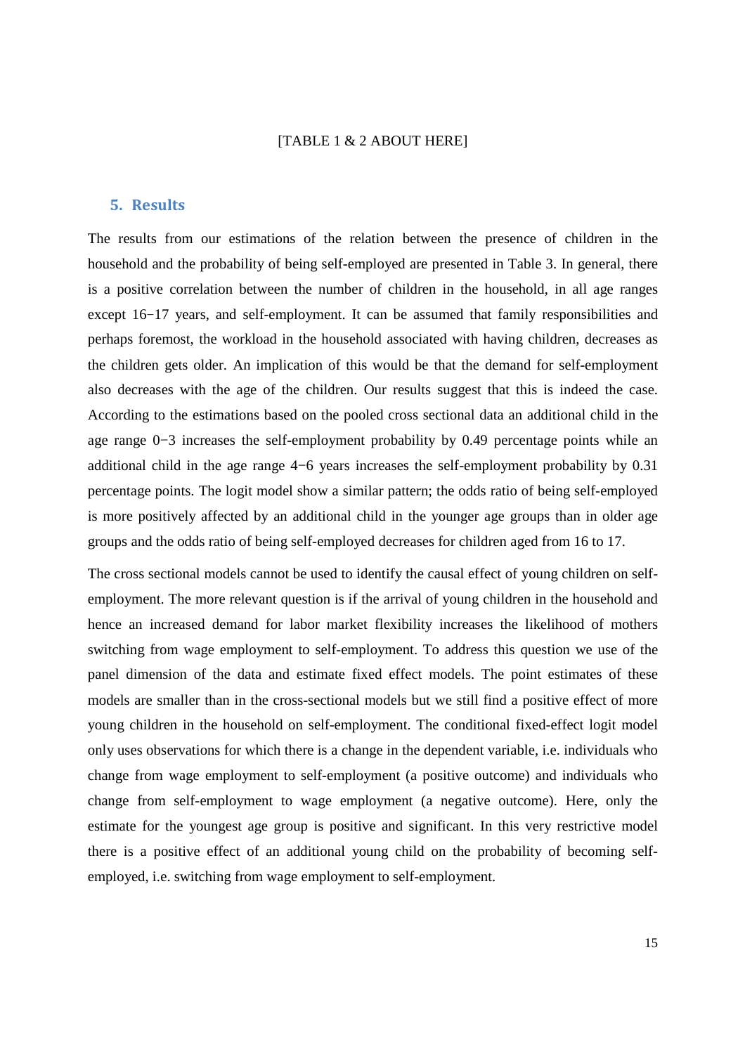[TABLE 1 & 2 ABOUT HERE]

## 5. Results

The results from our estimations of the relation between the presence of children in the household and the probability of being self-employed are presented in Table 3. In general, there is a positive correlation between the number of children in the household, in all age ranges except 16−17 years, and self-employment. It can be assumed that family responsibilities and perhaps foremost, the workload in the household associated with having children, decreases as the children gets older. An implication of this would be that the demand for self-employment also decreases with the age of the children. Our results suggest that this is indeed the case. According to the estimations based on the pooled cross sectional data an additional child in the age range 0−3 increases the self-employment probability by 0.49 percentage points while an additional child in the age range 4−6 years increases the self-employment probability by 0.31 percentage points. The logit model show a similar pattern; the odds ratio of being self-employed is more positively affected by an additional child in the younger age groups than in older age groups and the odds ratio of being self-employed decreases for children aged from 16 to 17.

The cross sectional models cannot be used to identify the causal effect of young children on self-employment. The more relevant question is if the arrival of young children in the household and hence an increased demand for labor market flexibility increases the likelihood of mothers switching from wage employment to self-employment. To address this question we use of the panel dimension of the data and estimate fixed effect models. The point estimates of these models are smaller than in the cross-sectional models but we still find a positive effect of more young children in the household on self-employment. The conditional fixed-effect logit model only uses observations for which there is a change in the dependent variable, i.e. individuals who change from wage employment to self-employment (a positive outcome) and individuals who change from self-employment to wage employment (a negative outcome). Here, only the estimate for the youngest age group is positive and significant. In this very restrictive model there is a positive effect of an additional young child on the probability of becoming self-employed, i.e. switching from wage employment to self-employment.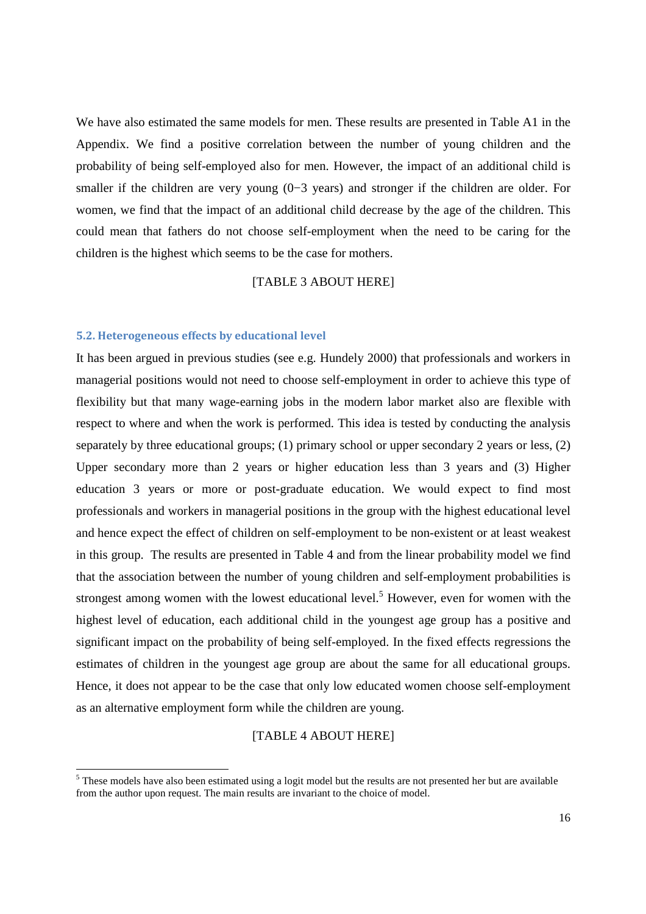We have also estimated the same models for men. These results are presented in Table A1 in the Appendix. We find a positive correlation between the number of young children and the probability of being self-employed also for men. However, the impact of an additional child is smaller if the children are very young (0−3 years) and stronger if the children are older. For women, we find that the impact of an additional child decrease by the age of the children. This could mean that fathers do not choose self-employment when the need to be caring for the children is the highest which seems to be the case for mothers.

[TABLE 3 ABOUT HERE]

### 5.2. Heterogeneous effects by educational level

It has been argued in previous studies (see e.g. Hundely 2000) that professionals and workers in managerial positions would not need to choose self-employment in order to achieve this type of flexibility but that many wage-earning jobs in the modern labor market also are flexible with respect to where and when the work is performed. This idea is tested by conducting the analysis separately by three educational groups; (1) primary school or upper secondary 2 years or less, (2) Upper secondary more than 2 years or higher education less than 3 years and (3) Higher education 3 years or more or post-graduate education. We would expect to find most professionals and workers in managerial positions in the group with the highest educational level and hence expect the effect of children on self-employment to be non-existent or at least weakest in this group. The results are presented in Table 4 and from the linear probability model we find that the association between the number of young children and self-employment probabilities is strongest among women with the lowest educational level.[5] However, even for women with the highest level of education, each additional child in the youngest age group has a positive and significant impact on the probability of being self-employed. In the fixed effects regressions the estimates of children in the youngest age group are about the same for all educational groups. Hence, it does not appear to be the case that only low educated women choose self-employment as an alternative employment form while the children are young.

[TABLE 4 ABOUT HERE]

[5] These models have also been estimated using a logit model but the results are not presented her but are available from the author upon request. The main results are invariant to the choice of model.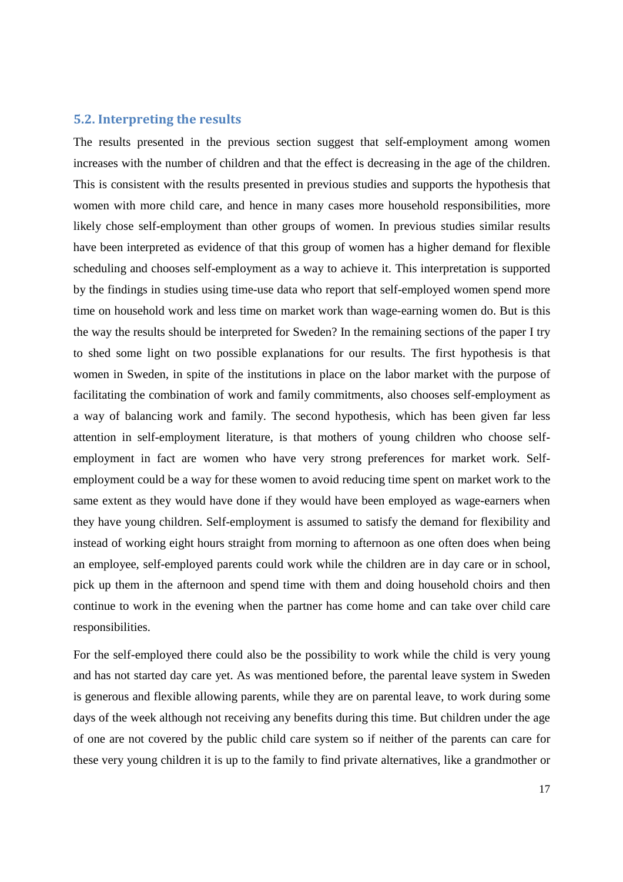## 5.2. Interpreting the results

The results presented in the previous section suggest that self-employment among women increases with the number of children and that the effect is decreasing in the age of the children. This is consistent with the results presented in previous studies and supports the hypothesis that women with more child care, and hence in many cases more household responsibilities, more likely chose self-employment than other groups of women. In previous studies similar results have been interpreted as evidence of that this group of women has a higher demand for flexible scheduling and chooses self-employment as a way to achieve it. This interpretation is supported by the findings in studies using time-use data who report that self-employed women spend more time on household work and less time on market work than wage-earning women do. But is this the way the results should be interpreted for Sweden? In the remaining sections of the paper I try to shed some light on two possible explanations for our results. The first hypothesis is that women in Sweden, in spite of the institutions in place on the labor market with the purpose of facilitating the combination of work and family commitments, also chooses self-employment as a way of balancing work and family. The second hypothesis, which has been given far less attention in self-employment literature, is that mothers of young children who choose self-employment in fact are women who have very strong preferences for market work. Self-employment could be a way for these women to avoid reducing time spent on market work to the same extent as they would have done if they would have been employed as wage-earners when they have young children. Self-employment is assumed to satisfy the demand for flexibility and instead of working eight hours straight from morning to afternoon as one often does when being an employee, self-employed parents could work while the children are in day care or in school, pick up them in the afternoon and spend time with them and doing household choirs and then continue to work in the evening when the partner has come home and can take over child care responsibilities.

For the self-employed there could also be the possibility to work while the child is very young and has not started day care yet. As was mentioned before, the parental leave system in Sweden is generous and flexible allowing parents, while they are on parental leave, to work during some days of the week although not receiving any benefits during this time. But children under the age of one are not covered by the public child care system so if neither of the parents can care for these very young children it is up to the family to find private alternatives, like a grandmother or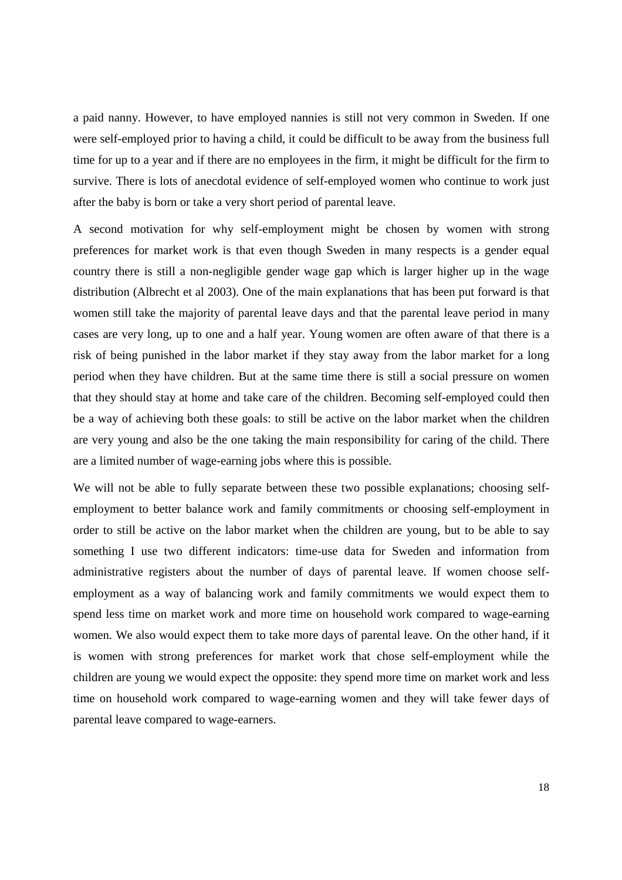a paid nanny. However, to have employed nannies is still not very common in Sweden. If one were self-employed prior to having a child, it could be difficult to be away from the business full time for up to a year and if there are no employees in the firm, it might be difficult for the firm to survive. There is lots of anecdotal evidence of self-employed women who continue to work just after the baby is born or take a very short period of parental leave.

A second motivation for why self-employment might be chosen by women with strong preferences for market work is that even though Sweden in many respects is a gender equal country there is still a non-negligible gender wage gap which is larger higher up in the wage distribution (Albrecht et al 2003). One of the main explanations that has been put forward is that women still take the majority of parental leave days and that the parental leave period in many cases are very long, up to one and a half year. Young women are often aware of that there is a risk of being punished in the labor market if they stay away from the labor market for a long period when they have children. But at the same time there is still a social pressure on women that they should stay at home and take care of the children. Becoming self-employed could then be a way of achieving both these goals: to still be active on the labor market when the children are very young and also be the one taking the main responsibility for caring of the child. There are a limited number of wage-earning jobs where this is possible.

We will not be able to fully separate between these two possible explanations; choosing self-employment to better balance work and family commitments or choosing self-employment in order to still be active on the labor market when the children are young, but to be able to say something I use two different indicators: time-use data for Sweden and information from administrative registers about the number of days of parental leave. If women choose self-employment as a way of balancing work and family commitments we would expect them to spend less time on market work and more time on household work compared to wage-earning women. We also would expect them to take more days of parental leave. On the other hand, if it is women with strong preferences for market work that chose self-employment while the children are young we would expect the opposite: they spend more time on market work and less time on household work compared to wage-earning women and they will take fewer days of parental leave compared to wage-earners.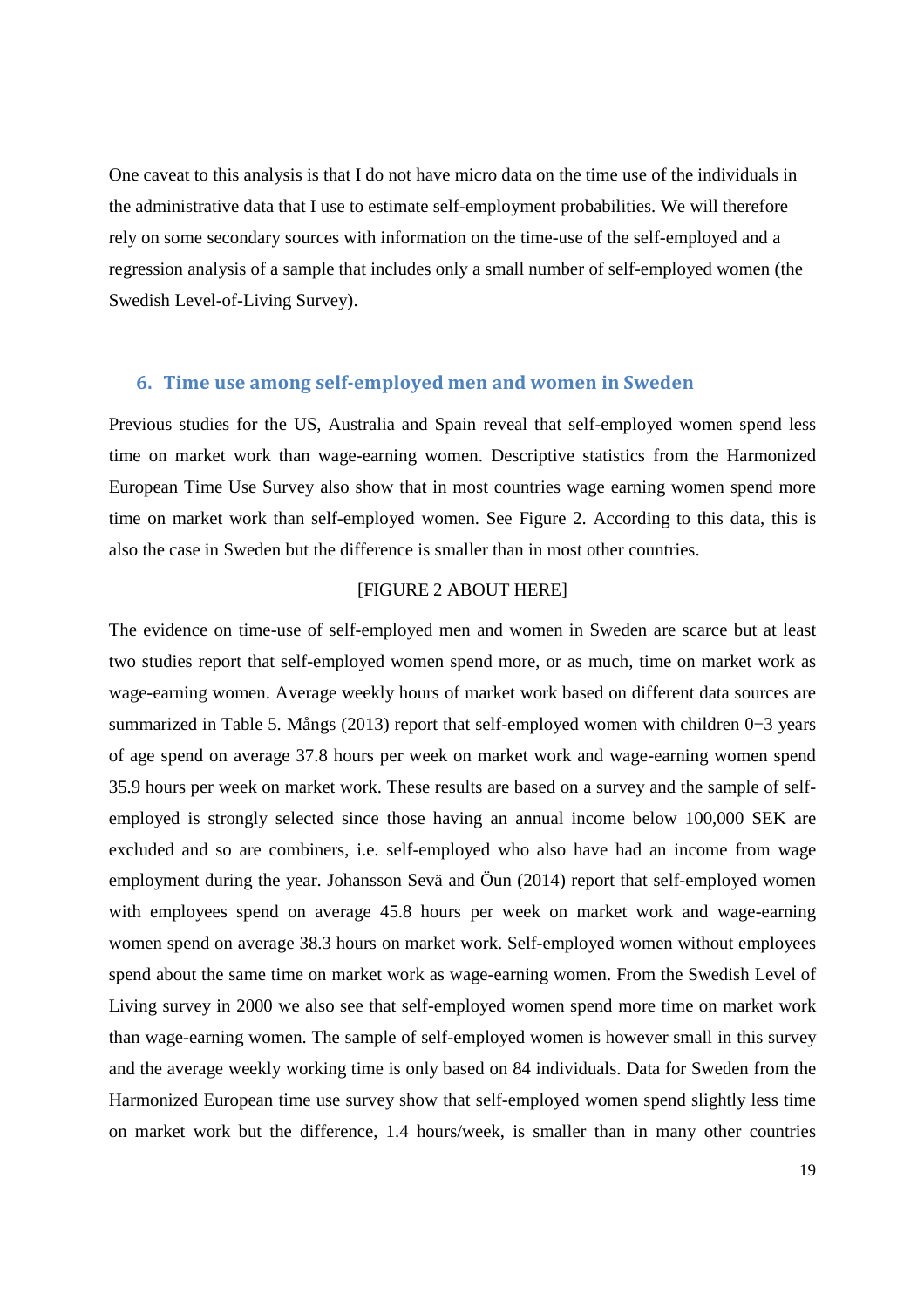One caveat to this analysis is that I do not have micro data on the time use of the individuals in the administrative data that I use to estimate self-employment probabilities. We will therefore rely on some secondary sources with information on the time-use of the self-employed and a regression analysis of a sample that includes only a small number of self-employed women (the Swedish Level-of-Living Survey).

## 6. Time use among self-employed men and women in Sweden

Previous studies for the US, Australia and Spain reveal that self-employed women spend less time on market work than wage-earning women. Descriptive statistics from the Harmonized European Time Use Survey also show that in most countries wage earning women spend more time on market work than self-employed women. See Figure 2. According to this data, this is also the case in Sweden but the difference is smaller than in most other countries.

[FIGURE 2 ABOUT HERE]

The evidence on time-use of self-employed men and women in Sweden are scarce but at least two studies report that self-employed women spend more, or as much, time on market work as wage-earning women. Average weekly hours of market work based on different data sources are summarized in Table 5. Mångs (2013) report that self-employed women with children 0−3 years of age spend on average 37.8 hours per week on market work and wage-earning women spend 35.9 hours per week on market work. These results are based on a survey and the sample of self-employed is strongly selected since those having an annual income below 100,000 SEK are excluded and so are combiners, i.e. self-employed who also have had an income from wage employment during the year. Johansson Sevä and Öun (2014) report that self-employed women with employees spend on average 45.8 hours per week on market work and wage-earning women spend on average 38.3 hours on market work. Self-employed women without employees spend about the same time on market work as wage-earning women. From the Swedish Level of Living survey in 2000 we also see that self-employed women spend more time on market work than wage-earning women. The sample of self-employed women is however small in this survey and the average weekly working time is only based on 84 individuals. Data for Sweden from the Harmonized European time use survey show that self-employed women spend slightly less time on market work but the difference, 1.4 hours/week, is smaller than in many other countries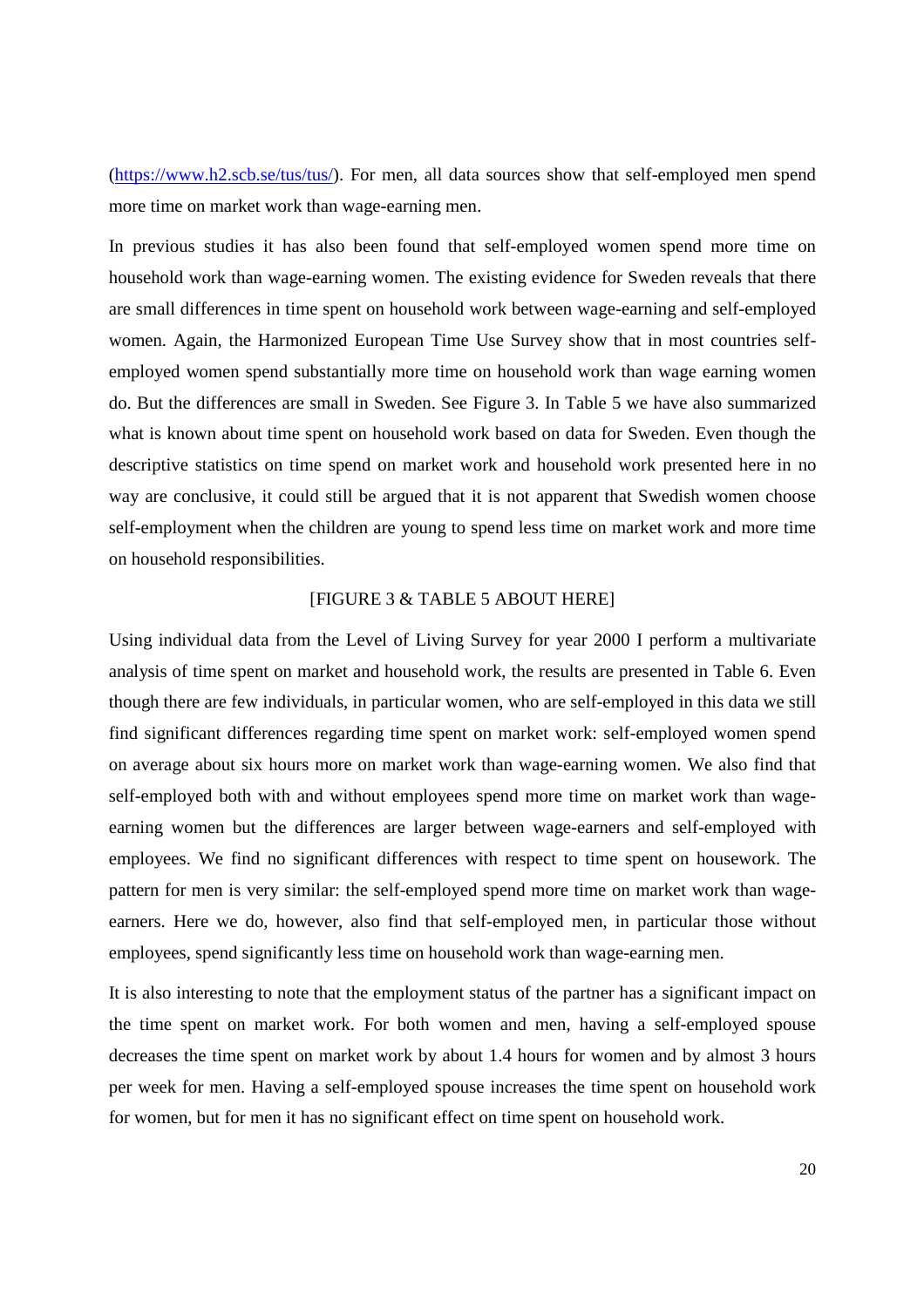(https://www.h2.scb.se/tus/tus/). For men, all data sources show that self-employed men spend more time on market work than wage-earning men.

In previous studies it has also been found that self-employed women spend more time on household work than wage-earning women. The existing evidence for Sweden reveals that there are small differences in time spent on household work between wage-earning and self-employed women. Again, the Harmonized European Time Use Survey show that in most countries self-employed women spend substantially more time on household work than wage earning women do. But the differences are small in Sweden. See Figure 3. In Table 5 we have also summarized what is known about time spent on household work based on data for Sweden. Even though the descriptive statistics on time spend on market work and household work presented here in no way are conclusive, it could still be argued that it is not apparent that Swedish women choose self-employment when the children are young to spend less time on market work and more time on household responsibilities.

[FIGURE 3 & TABLE 5 ABOUT HERE]

Using individual data from the Level of Living Survey for year 2000 I perform a multivariate analysis of time spent on market and household work, the results are presented in Table 6. Even though there are few individuals, in particular women, who are self-employed in this data we still find significant differences regarding time spent on market work: self-employed women spend on average about six hours more on market work than wage-earning women. We also find that self-employed both with and without employees spend more time on market work than wage-earning women but the differences are larger between wage-earners and self-employed with employees. We find no significant differences with respect to time spent on housework. The pattern for men is very similar: the self-employed spend more time on market work than wage-earners. Here we do, however, also find that self-employed men, in particular those without employees, spend significantly less time on household work than wage-earning men.

It is also interesting to note that the employment status of the partner has a significant impact on the time spent on market work. For both women and men, having a self-employed spouse decreases the time spent on market work by about 1.4 hours for women and by almost 3 hours per week for men. Having a self-employed spouse increases the time spent on household work for women, but for men it has no significant effect on time spent on household work.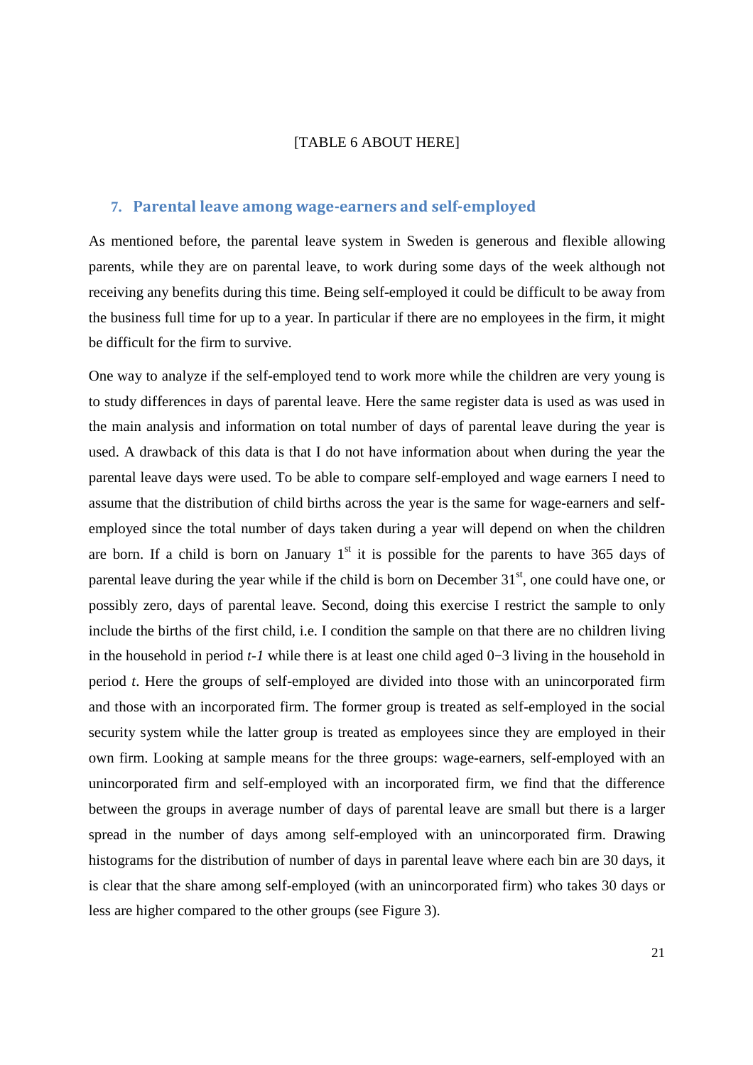[TABLE 6 ABOUT HERE]

## 7. Parental leave among wage-earners and self-employed

As mentioned before, the parental leave system in Sweden is generous and flexible allowing parents, while they are on parental leave, to work during some days of the week although not receiving any benefits during this time. Being self-employed it could be difficult to be away from the business full time for up to a year. In particular if there are no employees in the firm, it might be difficult for the firm to survive.

One way to analyze if the self-employed tend to work more while the children are very young is to study differences in days of parental leave. Here the same register data is used as was used in the main analysis and information on total number of days of parental leave during the year is used. A drawback of this data is that I do not have information about when during the year the parental leave days were used. To be able to compare self-employed and wage earners I need to assume that the distribution of child births across the year is the same for wage-earners and self-employed since the total number of days taken during a year will depend on when the children are born. If a child is born on January 1[st] it is possible for the parents to have 365 days of parental leave during the year while if the child is born on December 31[st], one could have one, or possibly zero, days of parental leave. Second, doing this exercise I restrict the sample to only include the births of the first child, i.e. I condition the sample on that there are no children living in the household in period *t-1* while there is at least one child aged 0−3 living in the household in period *t*. Here the groups of self-employed are divided into those with an unincorporated firm and those with an incorporated firm. The former group is treated as self-employed in the social security system while the latter group is treated as employees since they are employed in their own firm. Looking at sample means for the three groups: wage-earners, self-employed with an unincorporated firm and self-employed with an incorporated firm, we find that the difference between the groups in average number of days of parental leave are small but there is a larger spread in the number of days among self-employed with an unincorporated firm. Drawing histograms for the distribution of number of days in parental leave where each bin are 30 days, it is clear that the share among self-employed (with an unincorporated firm) who takes 30 days or less are higher compared to the other groups (see Figure 3).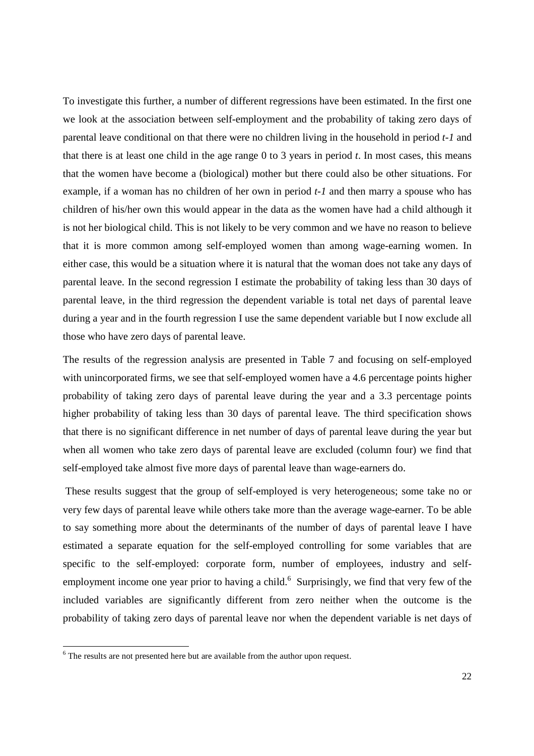To investigate this further, a number of different regressions have been estimated. In the first one we look at the association between self-employment and the probability of taking zero days of parental leave conditional on that there were no children living in the household in period *t-1* and that there is at least one child in the age range 0 to 3 years in period *t*. In most cases, this means that the women have become a (biological) mother but there could also be other situations. For example, if a woman has no children of her own in period *t-1* and then marry a spouse who has children of his/her own this would appear in the data as the women have had a child although it is not her biological child. This is not likely to be very common and we have no reason to believe that it is more common among self-employed women than among wage-earning women. In either case, this would be a situation where it is natural that the woman does not take any days of parental leave. In the second regression I estimate the probability of taking less than 30 days of parental leave, in the third regression the dependent variable is total net days of parental leave during a year and in the fourth regression I use the same dependent variable but I now exclude all those who have zero days of parental leave.

The results of the regression analysis are presented in Table 7 and focusing on self-employed with unincorporated firms, we see that self-employed women have a 4.6 percentage points higher probability of taking zero days of parental leave during the year and a 3.3 percentage points higher probability of taking less than 30 days of parental leave. The third specification shows that there is no significant difference in net number of days of parental leave during the year but when all women who take zero days of parental leave are excluded (column four) we find that self-employed take almost five more days of parental leave than wage-earners do.

These results suggest that the group of self-employed is very heterogeneous; some take no or very few days of parental leave while others take more than the average wage-earner. To be able to say something more about the determinants of the number of days of parental leave I have estimated a separate equation for the self-employed controlling for some variables that are specific to the self-employed: corporate form, number of employees, industry and self-employment income one year prior to having a child.[6] Surprisingly, we find that very few of the included variables are significantly different from zero neither when the outcome is the probability of taking zero days of parental leave nor when the dependent variable is net days of

[6] The results are not presented here but are available from the author upon request.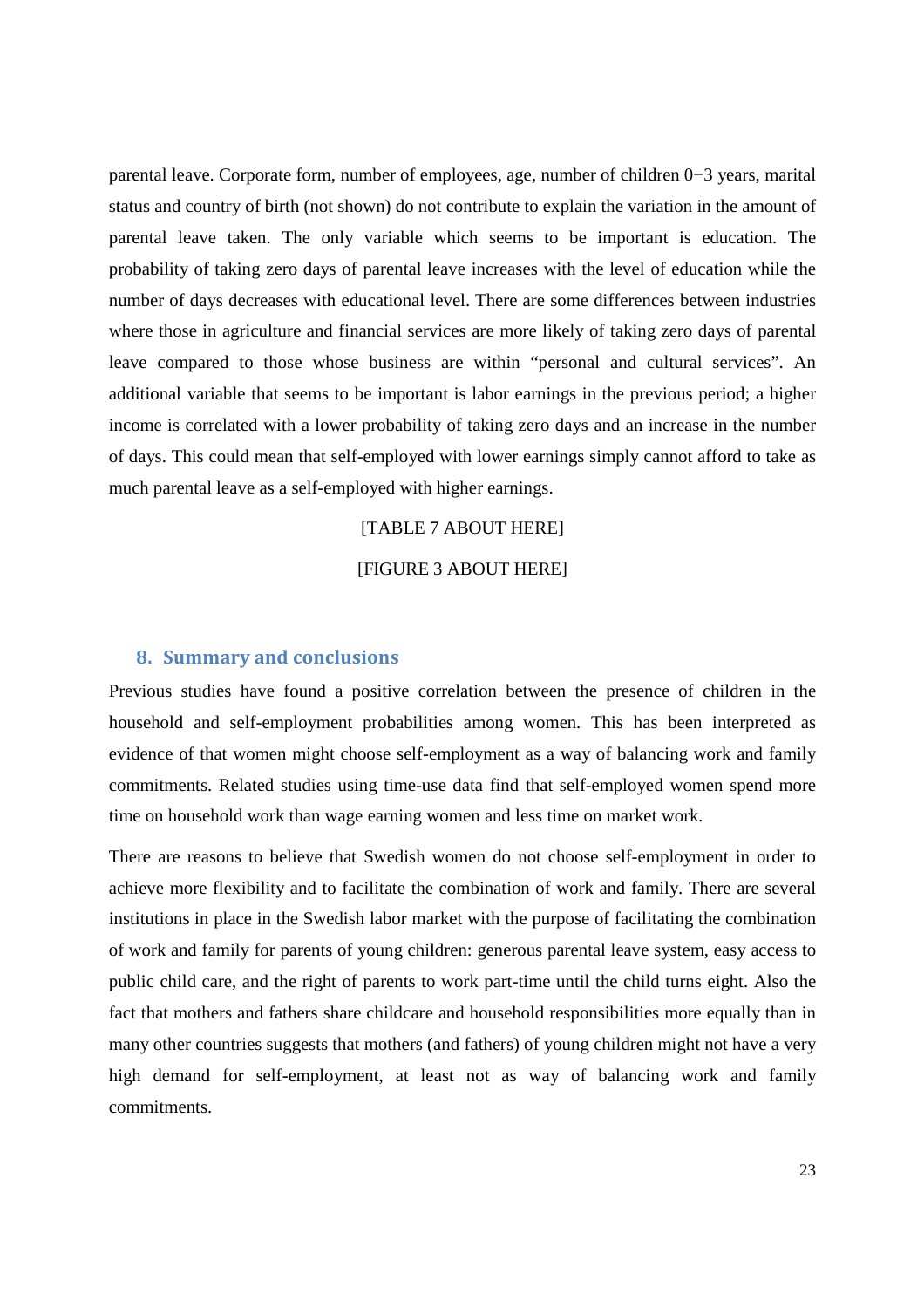parental leave. Corporate form, number of employees, age, number of children 0−3 years, marital status and country of birth (not shown) do not contribute to explain the variation in the amount of parental leave taken. The only variable which seems to be important is education. The probability of taking zero days of parental leave increases with the level of education while the number of days decreases with educational level. There are some differences between industries where those in agriculture and financial services are more likely of taking zero days of parental leave compared to those whose business are within "personal and cultural services". An additional variable that seems to be important is labor earnings in the previous period; a higher income is correlated with a lower probability of taking zero days and an increase in the number of days. This could mean that self-employed with lower earnings simply cannot afford to take as much parental leave as a self-employed with higher earnings.

[TABLE 7 ABOUT HERE]

[FIGURE 3 ABOUT HERE]

## 8. Summary and conclusions

Previous studies have found a positive correlation between the presence of children in the household and self-employment probabilities among women. This has been interpreted as evidence of that women might choose self-employment as a way of balancing work and family commitments. Related studies using time-use data find that self-employed women spend more time on household work than wage earning women and less time on market work.

There are reasons to believe that Swedish women do not choose self-employment in order to achieve more flexibility and to facilitate the combination of work and family. There are several institutions in place in the Swedish labor market with the purpose of facilitating the combination of work and family for parents of young children: generous parental leave system, easy access to public child care, and the right of parents to work part-time until the child turns eight. Also the fact that mothers and fathers share childcare and household responsibilities more equally than in many other countries suggests that mothers (and fathers) of young children might not have a very high demand for self-employment, at least not as way of balancing work and family commitments.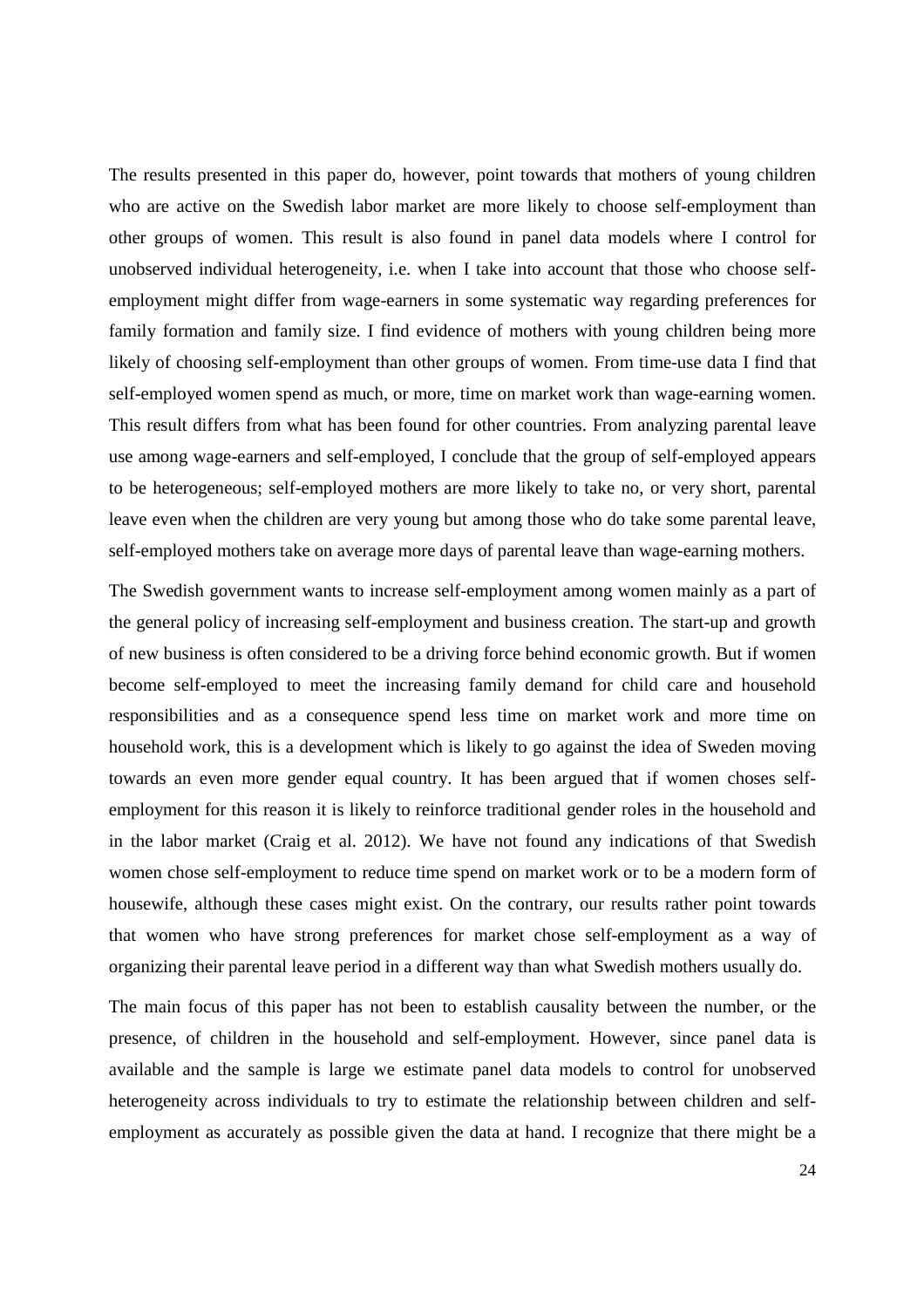The results presented in this paper do, however, point towards that mothers of young children who are active on the Swedish labor market are more likely to choose self-employment than other groups of women. This result is also found in panel data models where I control for unobserved individual heterogeneity, i.e. when I take into account that those who choose self-employment might differ from wage-earners in some systematic way regarding preferences for family formation and family size. I find evidence of mothers with young children being more likely of choosing self-employment than other groups of women. From time-use data I find that self-employed women spend as much, or more, time on market work than wage-earning women. This result differs from what has been found for other countries. From analyzing parental leave use among wage-earners and self-employed, I conclude that the group of self-employed appears to be heterogeneous; self-employed mothers are more likely to take no, or very short, parental leave even when the children are very young but among those who do take some parental leave, self-employed mothers take on average more days of parental leave than wage-earning mothers.

The Swedish government wants to increase self-employment among women mainly as a part of the general policy of increasing self-employment and business creation. The start-up and growth of new business is often considered to be a driving force behind economic growth. But if women become self-employed to meet the increasing family demand for child care and household responsibilities and as a consequence spend less time on market work and more time on household work, this is a development which is likely to go against the idea of Sweden moving towards an even more gender equal country. It has been argued that if women choses self-employment for this reason it is likely to reinforce traditional gender roles in the household and in the labor market (Craig et al. 2012). We have not found any indications of that Swedish women chose self-employment to reduce time spend on market work or to be a modern form of housewife, although these cases might exist. On the contrary, our results rather point towards that women who have strong preferences for market chose self-employment as a way of organizing their parental leave period in a different way than what Swedish mothers usually do.

The main focus of this paper has not been to establish causality between the number, or the presence, of children in the household and self-employment. However, since panel data is available and the sample is large we estimate panel data models to control for unobserved heterogeneity across individuals to try to estimate the relationship between children and self-employment as accurately as possible given the data at hand. I recognize that there might be a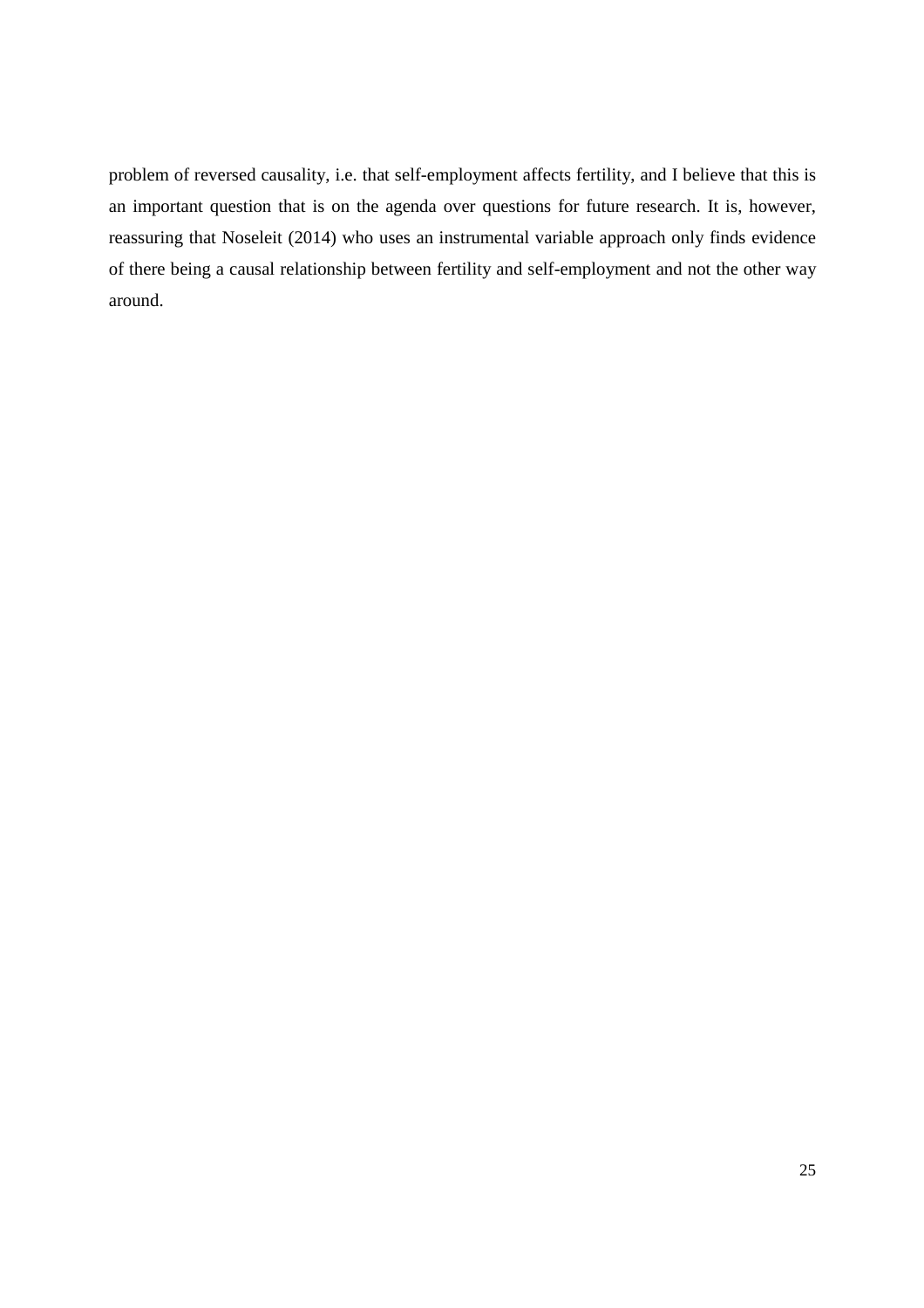problem of reversed causality, i.e. that self-employment affects fertility, and I believe that this is an important question that is on the agenda over questions for future research. It is, however, reassuring that Noseleit (2014) who uses an instrumental variable approach only finds evidence of there being a causal relationship between fertility and self-employment and not the other way around.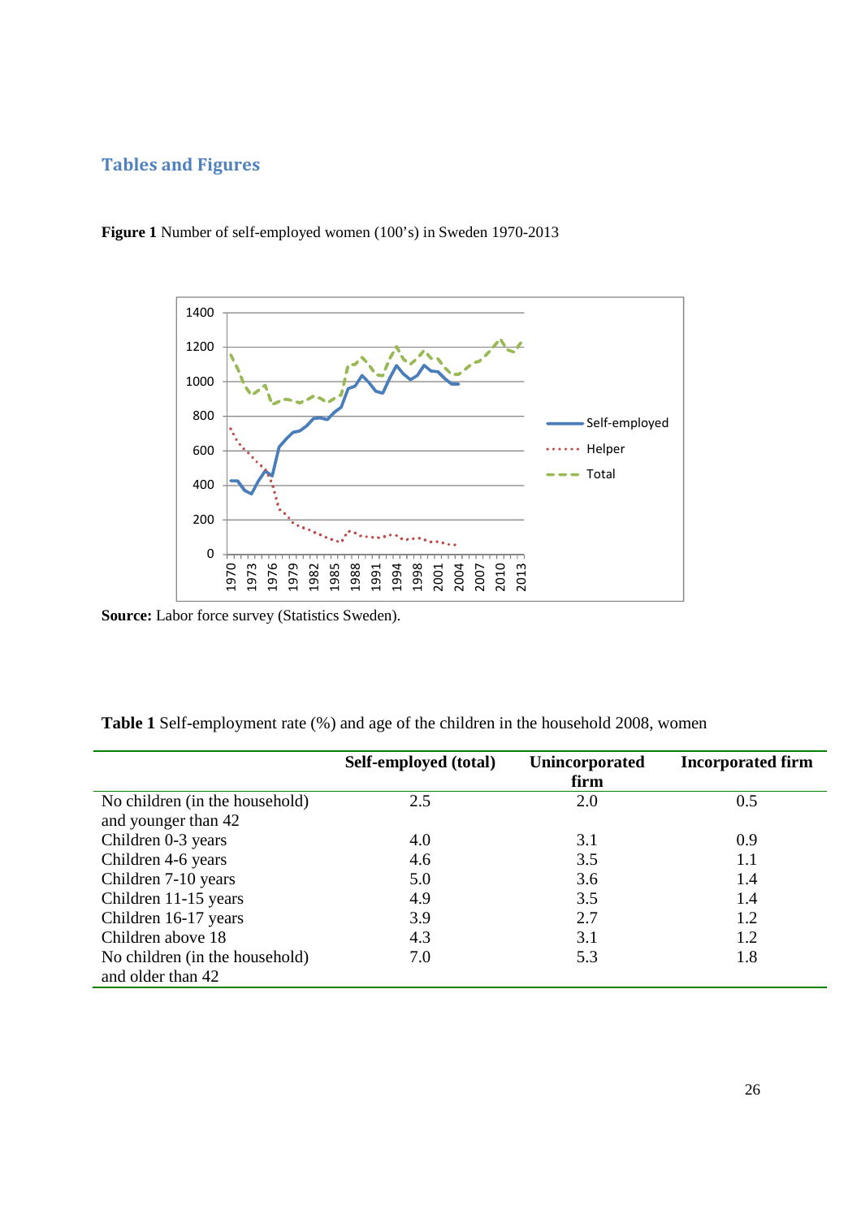## Tables and Figures

**Figure 1** Number of self-employed women (100's) in Sweden 1970-2013

**Source:** Labor force survey (Statistics Sweden).

**Table 1** Self-employment rate (%) and age of the children in the household 2008, women

| | Self-employed (total) | Unincorporated firm | Incorporated firm |
|---|---|---|---|
| No children (in the household) and younger than 42 | 2.5 | 2.0 | 0.5 |
| Children 0-3 years | 4.0 | 3.1 | 0.9 |
| Children 4-6 years | 4.6 | 3.5 | 1.1 |
| Children 7-10 years | 5.0 | 3.6 | 1.4 |
| Children 11-15 years | 4.9 | 3.5 | 1.4 |
| Children 16-17 years | 3.9 | 2.7 | 1.2 |
| Children above 18 | 4.3 | 3.1 | 1.2 |
| No children (in the household) and older than 42 | 7.0 | 5.3 | 1.8 |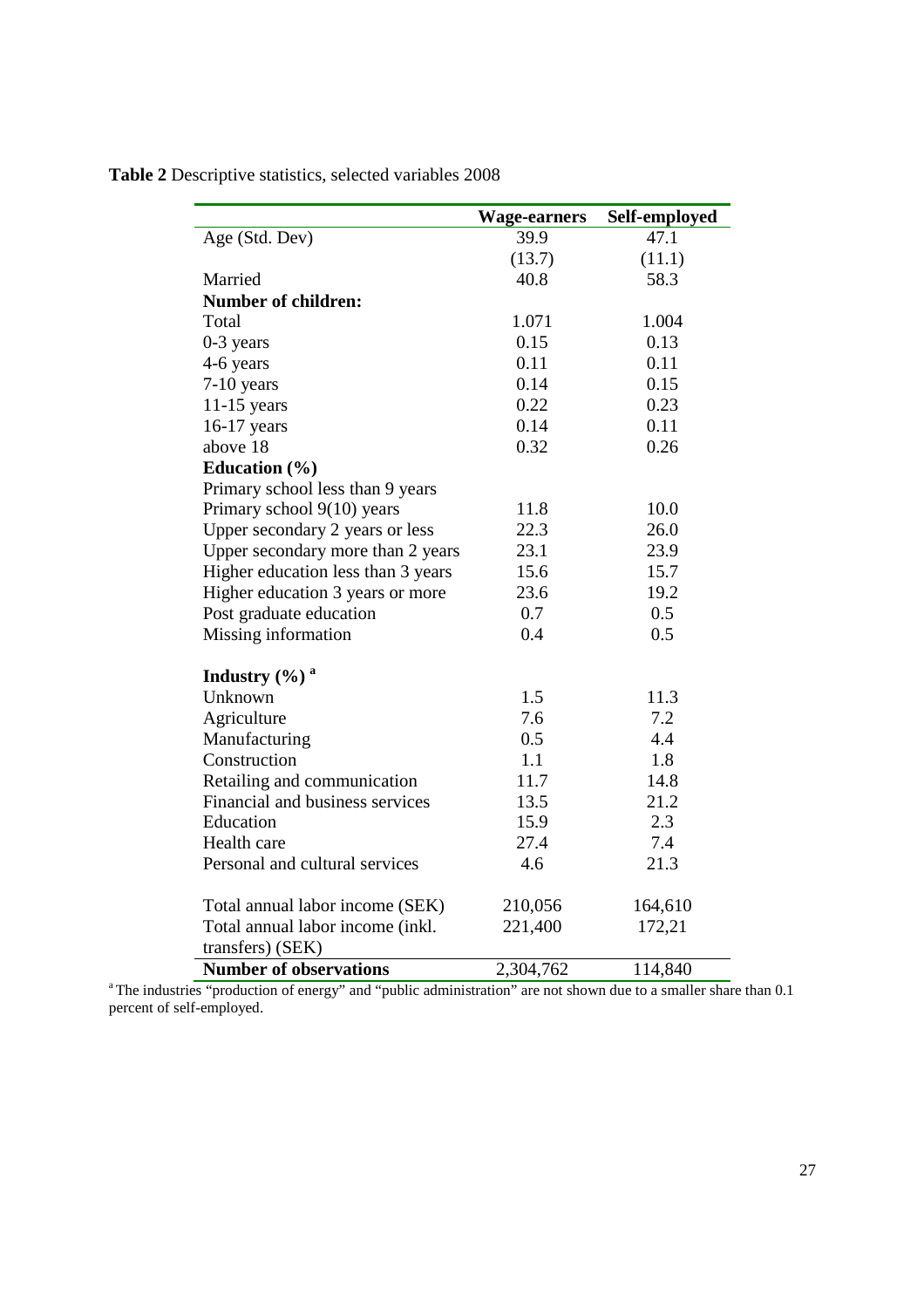**Table 2** Descriptive statistics, selected variables 2008

| | **Wage-earners** | **Self-employed** |
|---|---|---|
| Age (Std. Dev) | 39.9 | 47.1 |
| | (13.7) | (11.1) |
| Married | 40.8 | 58.3 |
| **Number of children:** | | |
| Total | 1.071 | 1.004 |
| 0-3 years | 0.15 | 0.13 |
| 4-6 years | 0.11 | 0.11 |
| 7-10 years | 0.14 | 0.15 |
| 11-15 years | 0.22 | 0.23 |
| 16-17 years | 0.14 | 0.11 |
| above 18 | 0.32 | 0.26 |
| **Education (%)** | | |
| Primary school less than 9 years | | |
| Primary school 9(10) years | 11.8 | 10.0 |
| Upper secondary 2 years or less | 22.3 | 26.0 |
| Upper secondary more than 2 years | 23.1 | 23.9 |
| Higher education less than 3 years | 15.6 | 15.7 |
| Higher education 3 years or more | 23.6 | 19.2 |
| Post graduate education | 0.7 | 0.5 |
| Missing information | 0.4 | 0.5 |
| **Industry (%)** [a] | | |
| Unknown | 1.5 | 11.3 |
| Agriculture | 7.6 | 7.2 |
| Manufacturing | 0.5 | 4.4 |
| Construction | 1.1 | 1.8 |
| Retailing and communication | 11.7 | 14.8 |
| Financial and business services | 13.5 | 21.2 |
| Education | 15.9 | 2.3 |
| Health care | 27.4 | 7.4 |
| Personal and cultural services | 4.6 | 21.3 |
| Total annual labor income (SEK) | 210,056 | 164,610 |
| Total annual labor income (inkl. transfers) (SEK) | 221,400 | 172,21 |
| **Number of observations** | 2,304,762 | 114,840 |

[a] The industries "production of energy" and "public administration" are not shown due to a smaller share than 0.1 percent of self-employed.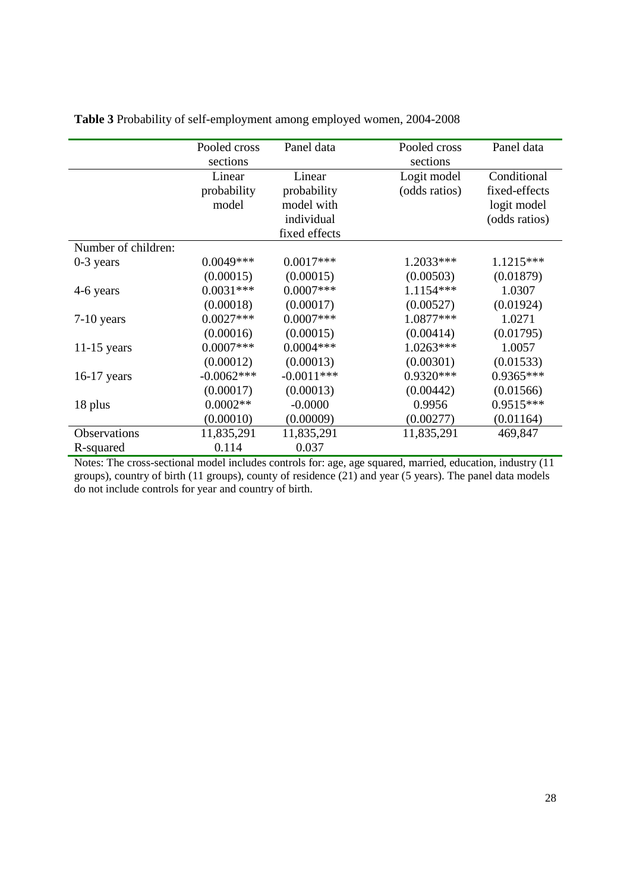**Table 3** Probability of self-employment among employed women, 2004-2008

| | Pooled cross sections | Panel data | Pooled cross sections | Panel data |
|---|---|---|---|---|
| | Linear probability model | Linear probability model with individual fixed effects | Logit model (odds ratios) | Conditional fixed-effects logit model (odds ratios) |
| Number of children: | | | | |
| 0-3 years | 0.0049*** | 0.0017*** | 1.2033*** | 1.1215*** |
| | (0.00015) | (0.00015) | (0.00503) | (0.01879) |
| 4-6 years | 0.0031*** | 0.0007*** | 1.1154*** | 1.0307 |
| | (0.00018) | (0.00017) | (0.00527) | (0.01924) |
| 7-10 years | 0.0027*** | 0.0007*** | 1.0877*** | 1.0271 |
| | (0.00016) | (0.00015) | (0.00414) | (0.01795) |
| 11-15 years | 0.0007*** | 0.0004*** | 1.0263*** | 1.0057 |
| | (0.00012) | (0.00013) | (0.00301) | (0.01533) |
| 16-17 years | -0.0062*** | -0.0011*** | 0.9320*** | 0.9365*** |
| | (0.00017) | (0.00013) | (0.00442) | (0.01566) |
| 18 plus | 0.0002** | -0.0000 | 0.9956 | 0.9515*** |
| | (0.00010) | (0.00009) | (0.00277) | (0.01164) |
| Observations | 11,835,291 | 11,835,291 | 11,835,291 | 469,847 |
| R-squared | 0.114 | 0.037 | | |

Notes: The cross-sectional model includes controls for: age, age squared, married, education, industry (11 groups), country of birth (11 groups), county of residence (21) and year (5 years). The panel data models do not include controls for year and country of birth.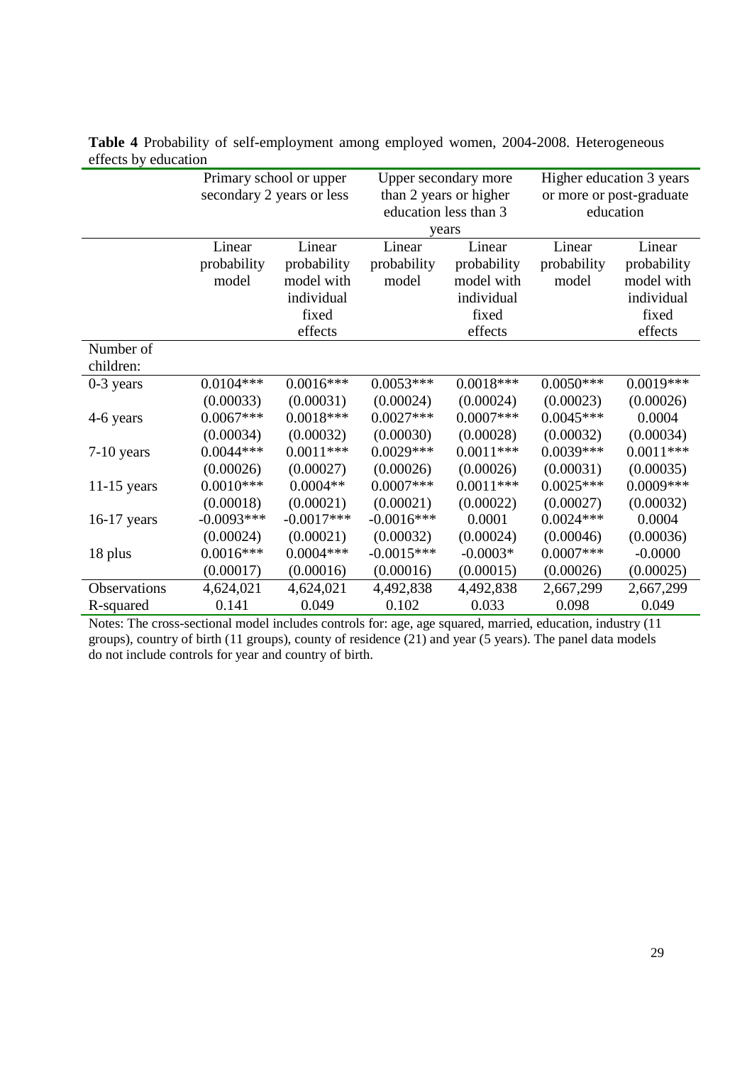**Table 4** Probability of self-employment among employed women, 2004-2008. Heterogeneous effects by education

| | Primary school or upper secondary 2 years or less | | Upper secondary more than 2 years or higher education less than 3 years | | Higher education 3 years or more or post-graduate education | |
|---|---|---|---|---|---|---|
| | Linear probability model | Linear probability model with individual fixed effects | Linear probability model | Linear probability model with individual fixed effects | Linear probability model | Linear probability model with individual fixed effects |
| Number of children: | | | | | | |
| 0-3 years | 0.0104*** | 0.0016*** | 0.0053*** | 0.0018*** | 0.0050*** | 0.0019*** |
| | (0.00033) | (0.00031) | (0.00024) | (0.00024) | (0.00023) | (0.00026) |
| 4-6 years | 0.0067*** | 0.0018*** | 0.0027*** | 0.0007*** | 0.0045*** | 0.0004 |
| | (0.00034) | (0.00032) | (0.00030) | (0.00028) | (0.00032) | (0.00034) |
| 7-10 years | 0.0044*** | 0.0011*** | 0.0029*** | 0.0011*** | 0.0039*** | 0.0011*** |
| | (0.00026) | (0.00027) | (0.00026) | (0.00026) | (0.00031) | (0.00035) |
| 11-15 years | 0.0010*** | 0.0004** | 0.0007*** | 0.0011*** | 0.0025*** | 0.0009*** |
| | (0.00018) | (0.00021) | (0.00021) | (0.00022) | (0.00027) | (0.00032) |
| 16-17 years | -0.0093*** | -0.0017*** | -0.0016*** | 0.0001 | 0.0024*** | 0.0004 |
| | (0.00024) | (0.00021) | (0.00032) | (0.00024) | (0.00046) | (0.00036) |
| 18 plus | 0.0016*** | 0.0004*** | -0.0015*** | -0.0003* | 0.0007*** | -0.0000 |
| | (0.00017) | (0.00016) | (0.00016) | (0.00015) | (0.00026) | (0.00025) |
| Observations | 4,624,021 | 4,624,021 | 4,492,838 | 4,492,838 | 2,667,299 | 2,667,299 |
| R-squared | 0.141 | 0.049 | 0.102 | 0.033 | 0.098 | 0.049 |

Notes: The cross-sectional model includes controls for: age, age squared, married, education, industry (11 groups), country of birth (11 groups), county of residence (21) and year (5 years). The panel data models do not include controls for year and country of birth.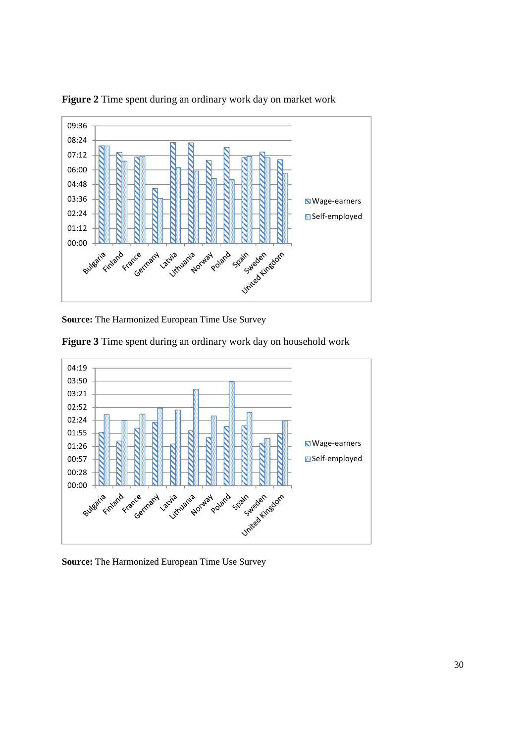**Figure 2** Time spent during an ordinary work day on market work

**Source:** The Harmonized European Time Use Survey

**Figure 3** Time spent during an ordinary work day on household work

**Source:** The Harmonized European Time Use Survey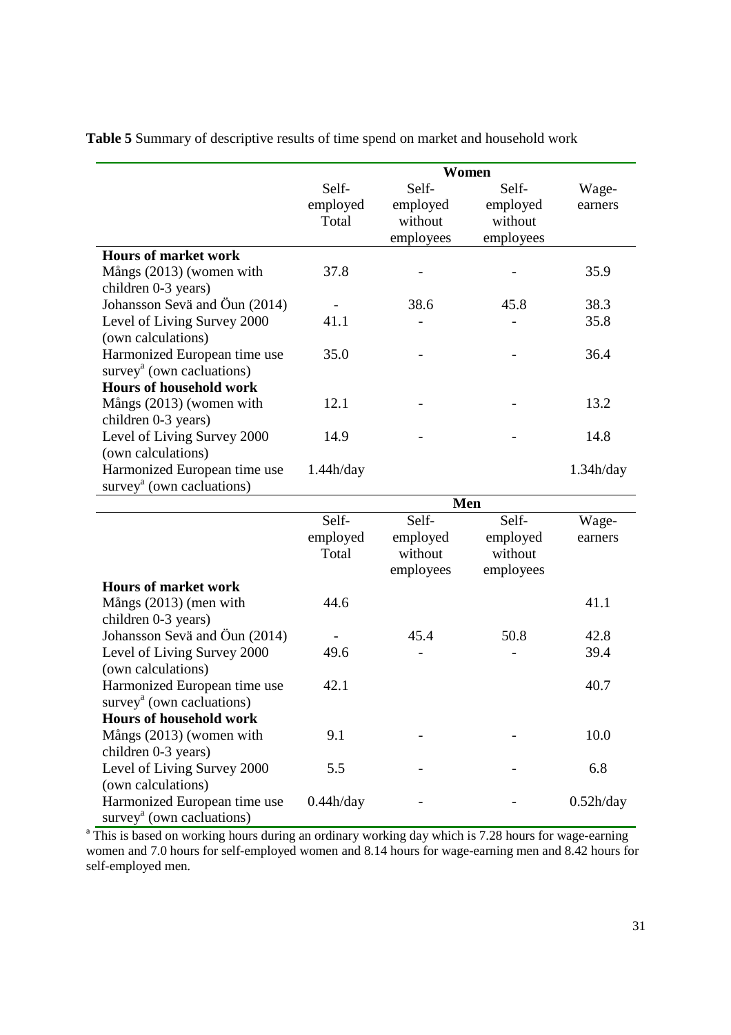**Table 5** Summary of descriptive results of time spend on market and household work

| | Women | | | |
|---|---|---|---|---|
| | Self-employed Total | Self-employed without employees | Self-employed without employees | Wage-earners |
| **Hours of market work** | | | | |
| Mångs (2013) (women with children 0-3 years) | 37.8 | - | - | 35.9 |
| Johansson Sevä and Öun (2014) | - | 38.6 | 45.8 | 38.3 |
| Level of Living Survey 2000 (own calculations) | 41.1 | - | - | 35.8 |
| Harmonized European time use survey[a] (own cacluations) | 35.0 | - | - | 36.4 |
| **Hours of household work** | | | | |
| Mångs (2013) (women with children 0-3 years) | 12.1 | - | - | 13.2 |
| Level of Living Survey 2000 (own calculations) | 14.9 | - | - | 14.8 |
| Harmonized European time use survey[a] (own cacluations) | 1.44h/day | | | 1.34h/day |
| | **Men** | | | |
| | Self-employed Total | Self-employed without employees | Self-employed without employees | Wage-earners |
| **Hours of market work** | | | | |
| Mångs (2013) (men with children 0-3 years) | 44.6 | | | 41.1 |
| Johansson Sevä and Öun (2014) | - | 45.4 | 50.8 | 42.8 |
| Level of Living Survey 2000 (own calculations) | 49.6 | - | - | 39.4 |
| Harmonized European time use survey[a] (own cacluations) | 42.1 | | | 40.7 |
| **Hours of household work** | | | | |
| Mångs (2013) (women with children 0-3 years) | 9.1 | - | - | 10.0 |
| Level of Living Survey 2000 (own calculations) | 5.5 | - | - | 6.8 |
| Harmonized European time use survey[a] (own cacluations) | 0.44h/day | - | - | 0.52h/day |

[a] This is based on working hours during an ordinary working day which is 7.28 hours for wage-earning women and 7.0 hours for self-employed women and 8.14 hours for wage-earning men and 8.42 hours for self-employed men.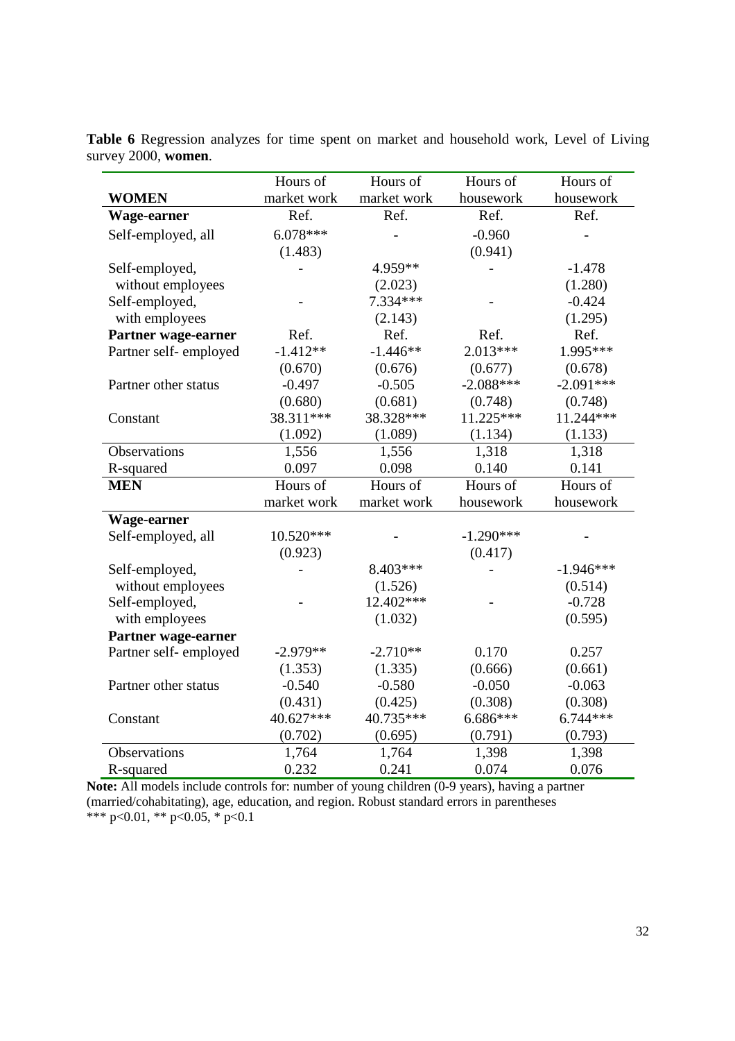**Table 6** Regression analyzes for time spent on market and household work, Level of Living survey 2000, **women**.

| **WOMEN** | Hours of market work | Hours of market work | Hours of housework | Hours of housework |
|---|---|---|---|---|
| **Wage-earner** | Ref. | Ref. | Ref. | Ref. |
| Self-employed, all | 6.078*** | - | -0.960 | - |
| | (1.483) | | (0.941) | |
| Self-employed, without employees | - | 4.959** | - | -1.478 |
| | | (2.023) | | (1.280) |
| Self-employed, with employees | - | 7.334*** | - | -0.424 |
| | | (2.143) | | (1.295) |
| **Partner wage-earner** | Ref. | Ref. | Ref. | Ref. |
| Partner self- employed | -1.412** | -1.446** | 2.013*** | 1.995*** |
| | (0.670) | (0.676) | (0.677) | (0.678) |
| Partner other status | -0.497 | -0.505 | -2.088*** | -2.091*** |
| | (0.680) | (0.681) | (0.748) | (0.748) |
| Constant | 38.311*** | 38.328*** | 11.225*** | 11.244*** |
| | (1.092) | (1.089) | (1.134) | (1.133) |
| Observations | 1,556 | 1,556 | 1,318 | 1,318 |
| R-squared | 0.097 | 0.098 | 0.140 | 0.141 |
| **MEN** | Hours of market work | Hours of market work | Hours of housework | Hours of housework |
| **Wage-earner** | | | | |
| Self-employed, all | 10.520*** | - | -1.290*** | - |
| | (0.923) | | (0.417) | |
| Self-employed, without employees | - | 8.403*** | - | -1.946*** |
| | | (1.526) | | (0.514) |
| Self-employed, with employees | - | 12.402*** | - | -0.728 |
| | | (1.032) | | (0.595) |
| **Partner wage-earner** | | | | |
| Partner self- employed | -2.979** | -2.710** | 0.170 | 0.257 |
| | (1.353) | (1.335) | (0.666) | (0.661) |
| Partner other status | -0.540 | -0.580 | -0.050 | -0.063 |
| | (0.431) | (0.425) | (0.308) | (0.308) |
| Constant | 40.627*** | 40.735*** | 6.686*** | 6.744*** |
| | (0.702) | (0.695) | (0.791) | (0.793) |
| Observations | 1,764 | 1,764 | 1,398 | 1,398 |
| R-squared | 0.232 | 0.241 | 0.074 | 0.076 |

**Note:** All models include controls for: number of young children (0-9 years), having a partner (married/cohabitating), age, education, and region. Robust standard errors in parentheses
*** p<0.01, ** p<0.05, * p<0.1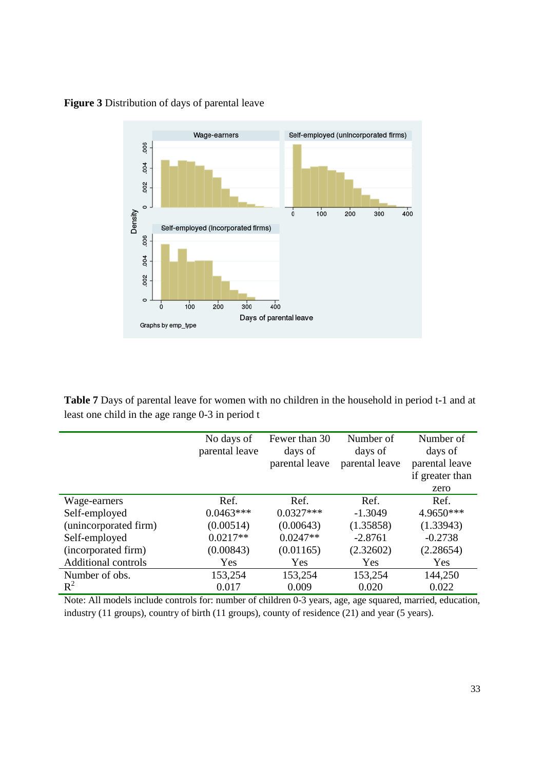**Figure 3** Distribution of days of parental leave

**Table 7** Days of parental leave for women with no children in the household in period t-1 and at least one child in the age range 0-3 in period t

| | No days of parental leave | Fewer than 30 days of parental leave | Number of days of parental leave | Number of days of parental leave if greater than zero |
|---|---|---|---|---|
| Wage-earners | Ref. | Ref. | Ref. | Ref. |
| Self-employed (unincorporated firm) | 0.0463*** (0.00514) | 0.0327*** (0.00643) | -1.3049 (1.35858) | 4.9650*** (1.33943) |
| Self-employed (incorporated firm) | 0.0217** (0.00843) | 0.0247** (0.01165) | -2.8761 (2.32602) | -0.2738 (2.28654) |
| Additional controls | Yes | Yes | Yes | Yes |
| Number of obs. | 153,254 | 153,254 | 153,254 | 144,250 |
| $R^2$ | 0.017 | 0.009 | 0.020 | 0.022 |

Note: All models include controls for: number of children 0-3 years, age, age squared, married, education, industry (11 groups), country of birth (11 groups), county of residence (21) and year (5 years).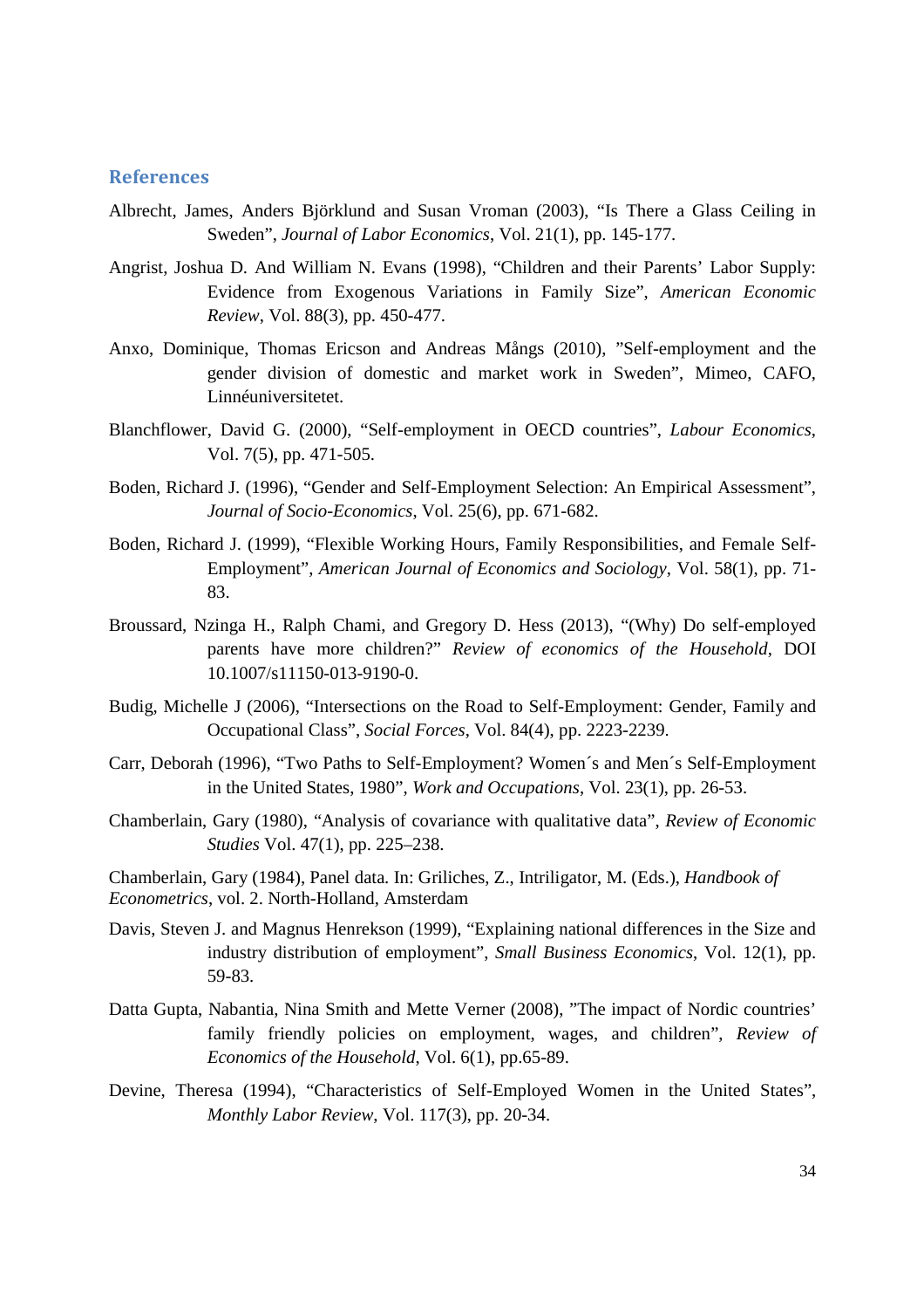## References

Albrecht, James, Anders Björklund and Susan Vroman (2003), "Is There a Glass Ceiling in Sweden", *Journal of Labor Economics*, Vol. 21(1), pp. 145-177.

Angrist, Joshua D. And William N. Evans (1998), "Children and their Parents' Labor Supply: Evidence from Exogenous Variations in Family Size", *American Economic Review*, Vol. 88(3), pp. 450-477.

Anxo, Dominique, Thomas Ericson and Andreas Mångs (2010), "Self-employment and the gender division of domestic and market work in Sweden", Mimeo, CAFO, Linnéuniversitetet.

Blanchflower, David G. (2000), "Self-employment in OECD countries", *Labour Economics*, Vol. 7(5), pp. 471-505.

Boden, Richard J. (1996), "Gender and Self-Employment Selection: An Empirical Assessment", *Journal of Socio-Economics*, Vol. 25(6), pp. 671-682.

Boden, Richard J. (1999), "Flexible Working Hours, Family Responsibilities, and Female Self-Employment", *American Journal of Economics and Sociology*, Vol. 58(1), pp. 71-83.

Broussard, Nzinga H., Ralph Chami, and Gregory D. Hess (2013), "(Why) Do self-employed parents have more children?" *Review of economics of the Household*, DOI 10.1007/s11150-013-9190-0.

Budig, Michelle J (2006), "Intersections on the Road to Self-Employment: Gender, Family and Occupational Class", *Social Forces*, Vol. 84(4), pp. 2223-2239.

Carr, Deborah (1996), "Two Paths to Self-Employment? Women´s and Men´s Self-Employment in the United States, 1980", *Work and Occupations*, Vol. 23(1), pp. 26-53.

Chamberlain, Gary (1980), "Analysis of covariance with qualitative data", *Review of Economic Studies* Vol. 47(1), pp. 225–238.

Chamberlain, Gary (1984), Panel data. In: Griliches, Z., Intriligator, M. (Eds.), *Handbook of Econometrics*, vol. 2. North-Holland, Amsterdam

Davis, Steven J. and Magnus Henrekson (1999), "Explaining national differences in the Size and industry distribution of employment", *Small Business Economics*, Vol. 12(1), pp. 59-83.

Datta Gupta, Nabantia, Nina Smith and Mette Verner (2008), "The impact of Nordic countries' family friendly policies on employment, wages, and children", *Review of Economics of the Household*, Vol. 6(1), pp.65-89.

Devine, Theresa (1994), "Characteristics of Self-Employed Women in the United States", *Monthly Labor Review*, Vol. 117(3), pp. 20-34.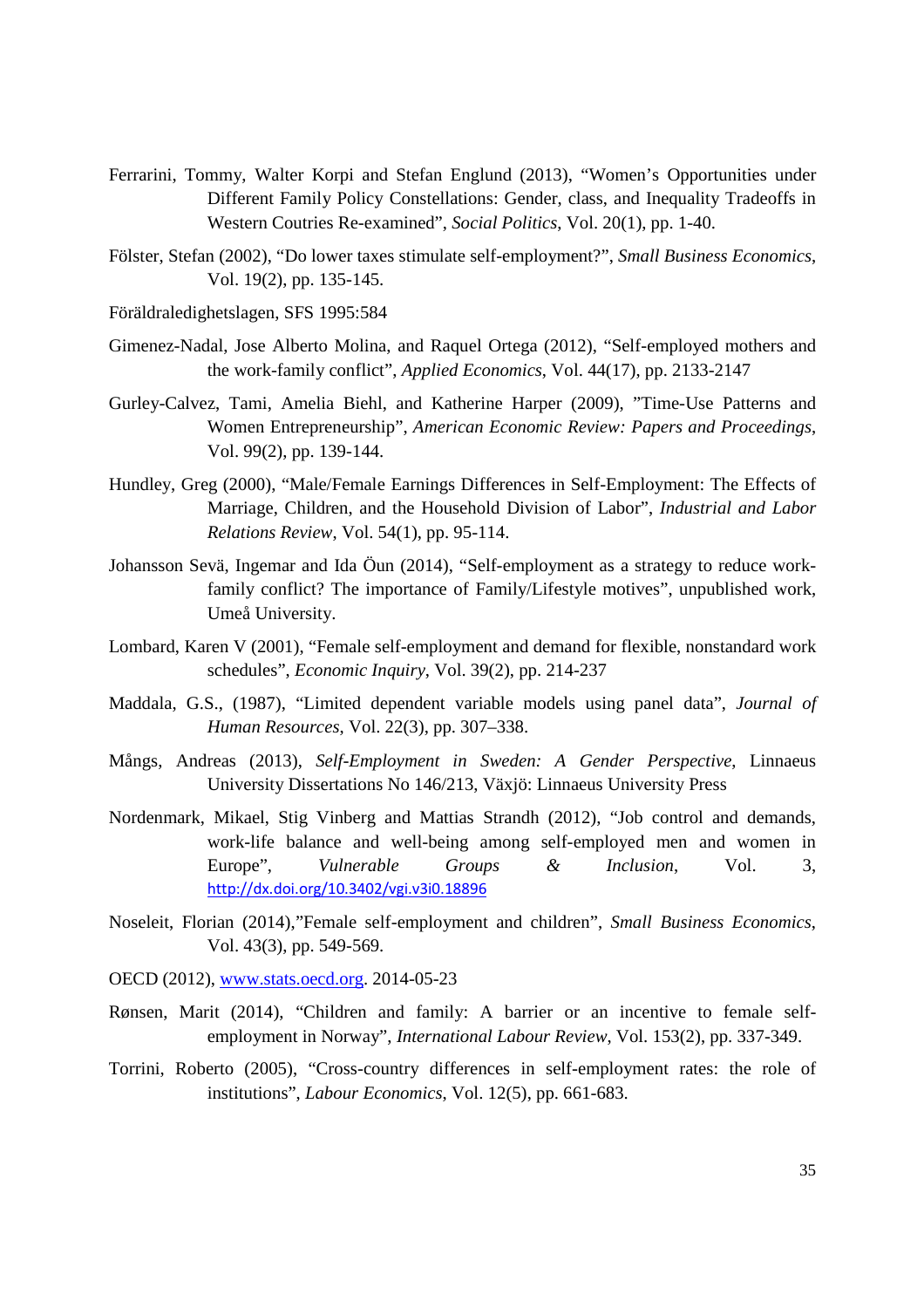Ferrarini, Tommy, Walter Korpi and Stefan Englund (2013), "Women's Opportunities under Different Family Policy Constellations: Gender, class, and Inequality Tradeoffs in Western Coutries Re-examined", *Social Politics*, Vol. 20(1), pp. 1-40.

Fölster, Stefan (2002), "Do lower taxes stimulate self-employment?", *Small Business Economics*, Vol. 19(2), pp. 135-145.

Föräldraledighetslagen, SFS 1995:584

Gimenez-Nadal, Jose Alberto Molina, and Raquel Ortega (2012), "Self-employed mothers and the work-family conflict", *Applied Economics*, Vol. 44(17), pp. 2133-2147

Gurley-Calvez, Tami, Amelia Biehl, and Katherine Harper (2009), "Time-Use Patterns and Women Entrepreneurship", *American Economic Review: Papers and Proceedings*, Vol. 99(2), pp. 139-144.

Hundley, Greg (2000), "Male/Female Earnings Differences in Self-Employment: The Effects of Marriage, Children, and the Household Division of Labor", *Industrial and Labor Relations Review*, Vol. 54(1), pp. 95-114.

Johansson Sevä, Ingemar and Ida Öun (2014), "Self-employment as a strategy to reduce work-family conflict? The importance of Family/Lifestyle motives", unpublished work, Umeå University.

Lombard, Karen V (2001), "Female self-employment and demand for flexible, nonstandard work schedules", *Economic Inquiry*, Vol. 39(2), pp. 214-237

Maddala, G.S., (1987), "Limited dependent variable models using panel data", *Journal of Human Resources*, Vol. 22(3), pp. 307–338.

Mångs, Andreas (2013), *Self-Employment in Sweden: A Gender Perspective*, Linnaeus University Dissertations No 146/213, Växjö: Linnaeus University Press

Nordenmark, Mikael, Stig Vinberg and Mattias Strandh (2012), "Job control and demands, work-life balance and well-being among self-employed men and women in Europe", *Vulnerable Groups & Inclusion*, Vol. 3, http://dx.doi.org/10.3402/vgi.v3i0.18896

Noseleit, Florian (2014),"Female self-employment and children", *Small Business Economics*, Vol. 43(3), pp. 549-569.

OECD (2012), www.stats.oecd.org. 2014-05-23

Rønsen, Marit (2014), "Children and family: A barrier or an incentive to female self-employment in Norway", *International Labour Review*, Vol. 153(2), pp. 337-349.

Torrini, Roberto (2005), "Cross-country differences in self-employment rates: the role of institutions", *Labour Economics*, Vol. 12(5), pp. 661-683.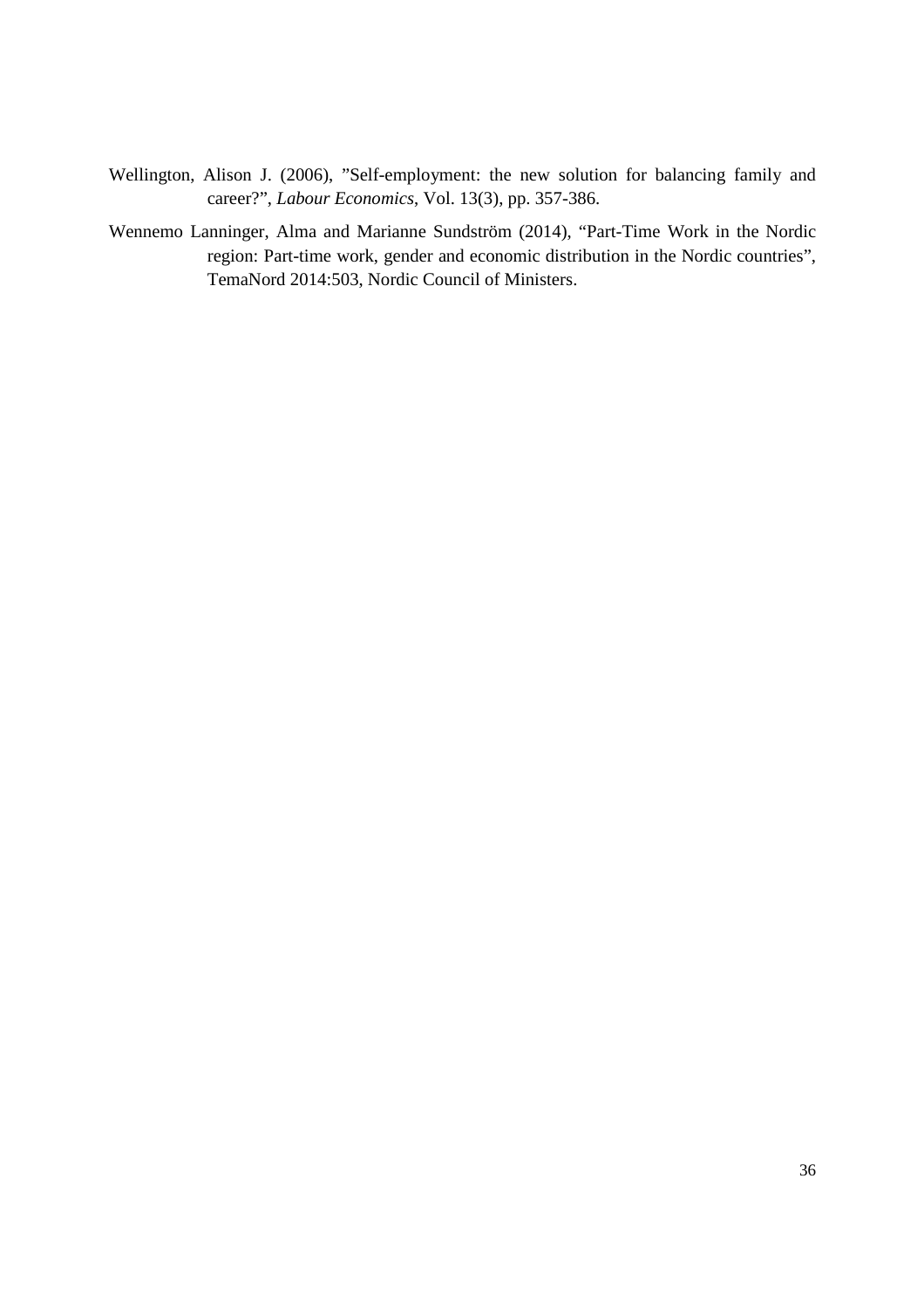Wellington, Alison J. (2006), "Self-employment: the new solution for balancing family and career?", *Labour Economics*, Vol. 13(3), pp. 357-386.

Wennemo Lanninger, Alma and Marianne Sundström (2014), "Part-Time Work in the Nordic region: Part-time work, gender and economic distribution in the Nordic countries", TemaNord 2014:503, Nordic Council of Ministers.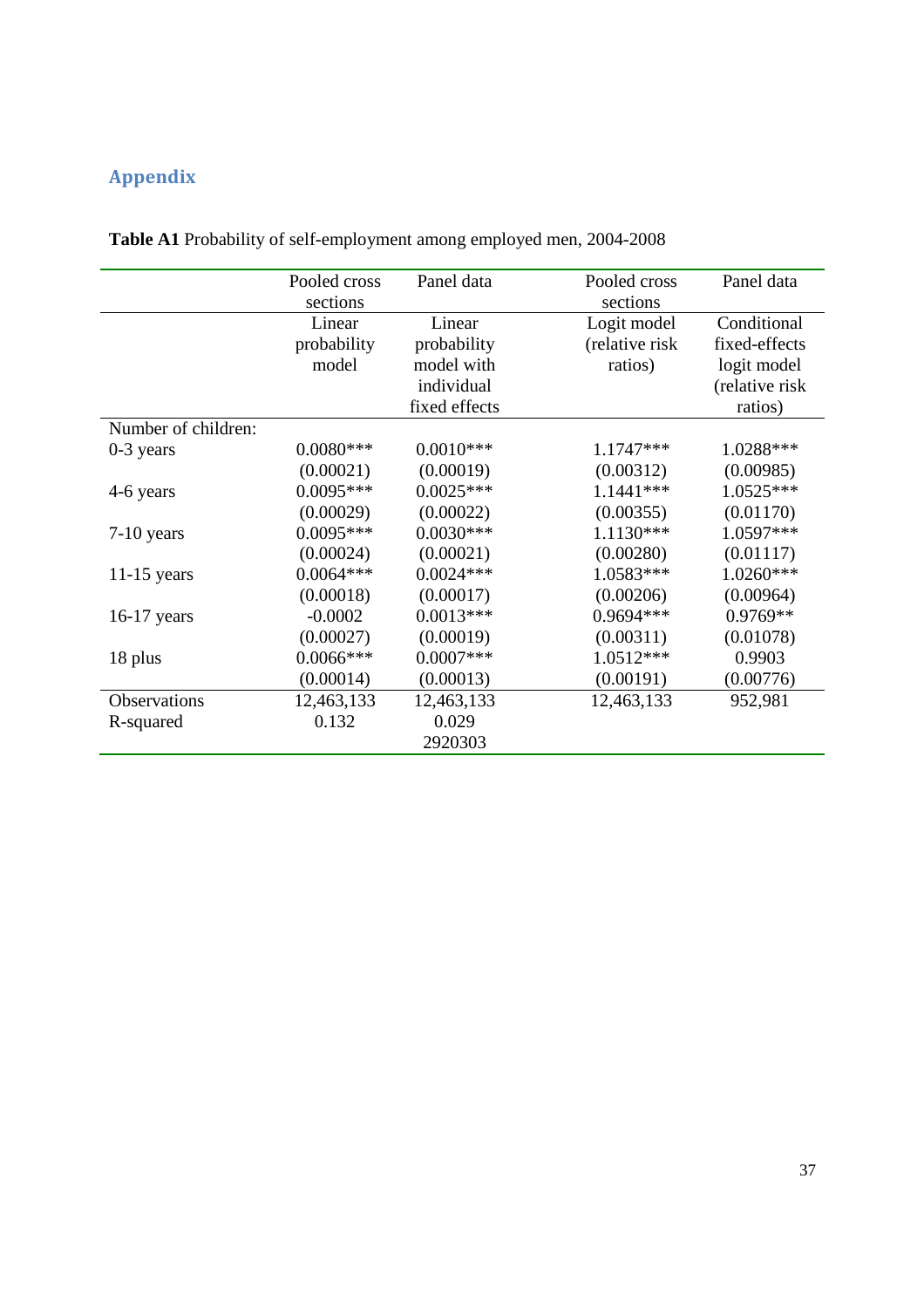## Appendix

**Table A1** Probability of self-employment among employed men, 2004-2008

| | Pooled cross sections | Panel data | Pooled cross sections | Panel data |
|---|---|---|---|---|
| | Linear probability model | Linear probability model with individual fixed effects | Logit model (relative risk ratios) | Conditional fixed-effects logit model (relative risk ratios) |
| Number of children: | | | | |
| 0-3 years | 0.0080*** | 0.0010*** | 1.1747*** | 1.0288*** |
| | (0.00021) | (0.00019) | (0.00312) | (0.00985) |
| 4-6 years | 0.0095*** | 0.0025*** | 1.1441*** | 1.0525*** |
| | (0.00029) | (0.00022) | (0.00355) | (0.01170) |
| 7-10 years | 0.0095*** | 0.0030*** | 1.1130*** | 1.0597*** |
| | (0.00024) | (0.00021) | (0.00280) | (0.01117) |
| 11-15 years | 0.0064*** | 0.0024*** | 1.0583*** | 1.0260*** |
| | (0.00018) | (0.00017) | (0.00206) | (0.00964) |
| 16-17 years | -0.0002 | 0.0013*** | 0.9694*** | 0.9769** |
| | (0.00027) | (0.00019) | (0.00311) | (0.01078) |
| 18 plus | 0.0066*** | 0.0007*** | 1.0512*** | 0.9903 |
| | (0.00014) | (0.00013) | (0.00191) | (0.00776) |
| Observations | 12,463,133 | 12,463,133 | 12,463,133 | 952,981 |
| R-squared | 0.132 | 0.029 | | |
| | | 2920303 | | |